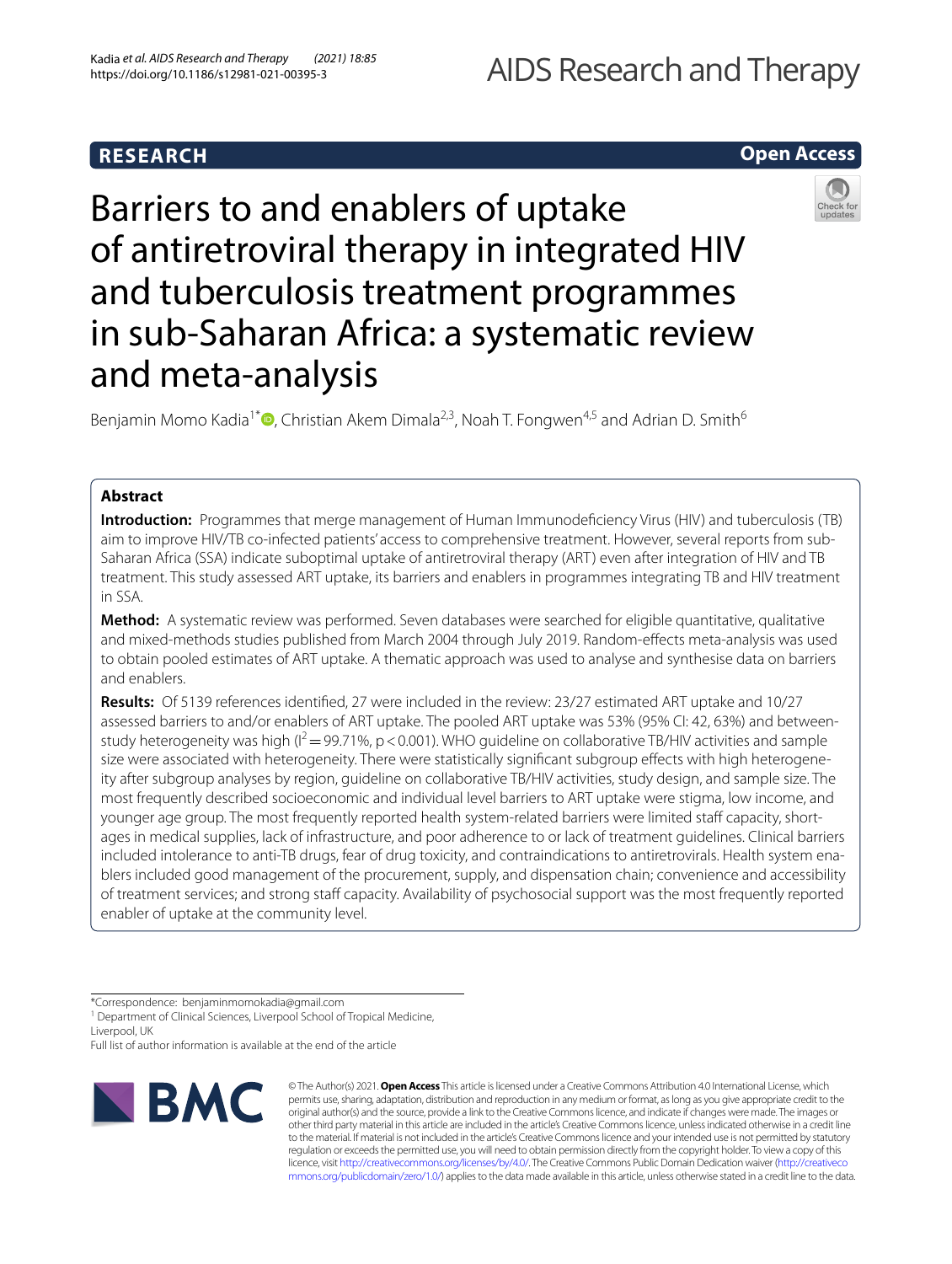RESEARCH

Open Access

# Barriers to and enablers of uptake of antiretroviral therapy in integrated HIV and tuberculosis treatment programmes in sub-Saharan Africa: a systematic review and meta-analysis

Benjamin Momo Kadia[1*], Christian Akem Dimala[2,3], Noah T. Fongwen[4,5] and Adrian D. Smith[6]

## Abstract

**Introduction:** Programmes that merge management of Human Immunodeficiency Virus (HIV) and tuberculosis (TB) aim to improve HIV/TB co-infected patients' access to comprehensive treatment. However, several reports from sub-Saharan Africa (SSA) indicate suboptimal uptake of antiretroviral therapy (ART) even after integration of HIV and TB treatment. This study assessed ART uptake, its barriers and enablers in programmes integrating TB and HIV treatment in SSA.

**Method:** A systematic review was performed. Seven databases were searched for eligible quantitative, qualitative and mixed-methods studies published from March 2004 through July 2019. Random-effects meta-analysis was used to obtain pooled estimates of ART uptake. A thematic approach was used to analyse and synthesise data on barriers and enablers.

**Results:** Of 5139 references identified, 27 were included in the review: 23/27 estimated ART uptake and 10/27 assessed barriers to and/or enablers of ART uptake. The pooled ART uptake was 53% (95% CI: 42, 63%) and between-study heterogeneity was high ($I^2 = 99.71\%$, $p < 0.001$). WHO guideline on collaborative TB/HIV activities and sample size were associated with heterogeneity. There were statistically significant subgroup effects with high heterogeneity after subgroup analyses by region, guideline on collaborative TB/HIV activities, study design, and sample size. The most frequently described socioeconomic and individual level barriers to ART uptake were stigma, low income, and younger age group. The most frequently reported health system-related barriers were limited staff capacity, shortages in medical supplies, lack of infrastructure, and poor adherence to or lack of treatment guidelines. Clinical barriers included intolerance to anti-TB drugs, fear of drug toxicity, and contraindications to antiretrovirals. Health system enablers included good management of the procurement, supply, and dispensation chain; convenience and accessibility of treatment services; and strong staff capacity. Availability of psychosocial support was the most frequently reported enabler of uptake at the community level.

*Correspondence: benjaminmomokadia@gmail.com

[1] Department of Clinical Sciences, Liverpool School of Tropical Medicine, Liverpool, UK

Full list of author information is available at the end of the article

© The Author(s) 2021. **Open Access** This article is licensed under a Creative Commons Attribution 4.0 International License, which permits use, sharing, adaptation, distribution and reproduction in any medium or format, as long as you give appropriate credit to the original author(s) and the source, provide a link to the Creative Commons licence, and indicate if changes were made. The images or other third party material in this article are included in the article's Creative Commons licence, unless indicated otherwise in a credit line to the material. If material is not included in the article's Creative Commons licence and your intended use is not permitted by statutory regulation or exceeds the permitted use, you will need to obtain permission directly from the copyright holder. To view a copy of this licence, visit http://creativecommons.org/licenses/by/4.0/. The Creative Commons Public Domain Dedication waiver (http://creativecommons.org/publicdomain/zero/1.0/) applies to the data made available in this article, unless otherwise stated in a credit line to the data.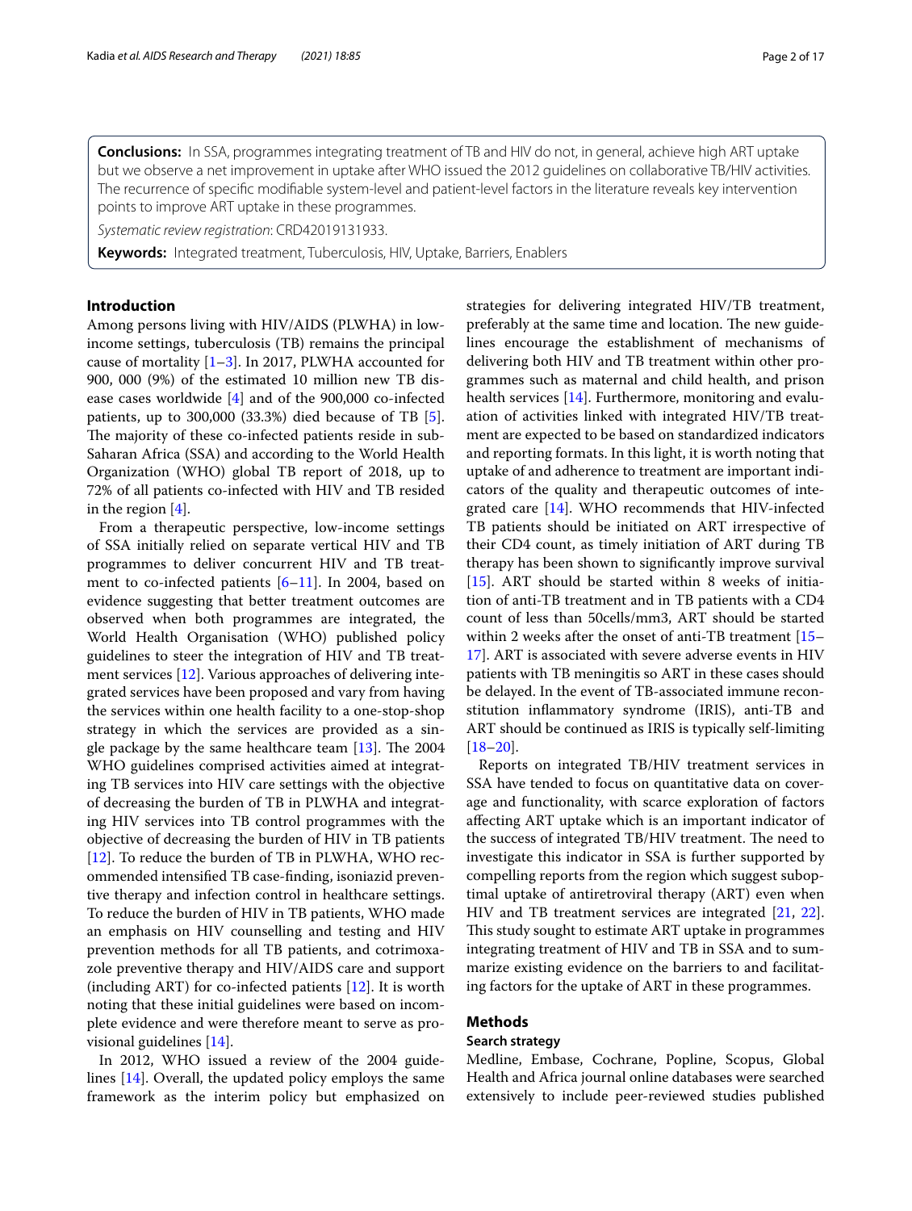**Conclusions:** In SSA, programmes integrating treatment of TB and HIV do not, in general, achieve high ART uptake but we observe a net improvement in uptake after WHO issued the 2012 guidelines on collaborative TB/HIV activities. The recurrence of specific modifiable system-level and patient-level factors in the literature reveals key intervention points to improve ART uptake in these programmes.

*Systematic review registration*: CRD42019131933.

**Keywords:** Integrated treatment, Tuberculosis, HIV, Uptake, Barriers, Enablers

## Introduction

Among persons living with HIV/AIDS (PLWHA) in low-income settings, tuberculosis (TB) remains the principal cause of mortality [1–3]. In 2017, PLWHA accounted for 900, 000 (9%) of the estimated 10 million new TB disease cases worldwide [4] and of the 900,000 co-infected patients, up to 300,000 (33.3%) died because of TB [5]. The majority of these co-infected patients reside in sub-Saharan Africa (SSA) and according to the World Health Organization (WHO) global TB report of 2018, up to 72% of all patients co-infected with HIV and TB resided in the region [4].

From a therapeutic perspective, low-income settings of SSA initially relied on separate vertical HIV and TB programmes to deliver concurrent HIV and TB treatment to co-infected patients [6–11]. In 2004, based on evidence suggesting that better treatment outcomes are observed when both programmes are integrated, the World Health Organisation (WHO) published policy guidelines to steer the integration of HIV and TB treatment services [12]. Various approaches of delivering integrated services have been proposed and vary from having the services within one health facility to a one-stop-shop strategy in which the services are provided as a single package by the same healthcare team [13]. The 2004 WHO guidelines comprised activities aimed at integrating TB services into HIV care settings with the objective of decreasing the burden of TB in PLWHA and integrating HIV services into TB control programmes with the objective of decreasing the burden of HIV in TB patients [12]. To reduce the burden of TB in PLWHA, WHO recommended intensified TB case-finding, isoniazid preventive therapy and infection control in healthcare settings. To reduce the burden of HIV in TB patients, WHO made an emphasis on HIV counselling and testing and HIV prevention methods for all TB patients, and cotrimoxazole preventive therapy and HIV/AIDS care and support (including ART) for co-infected patients [12]. It is worth noting that these initial guidelines were based on incomplete evidence and were therefore meant to serve as provisional guidelines [14].

In 2012, WHO issued a review of the 2004 guidelines [14]. Overall, the updated policy employs the same framework as the interim policy but emphasized on strategies for delivering integrated HIV/TB treatment, preferably at the same time and location. The new guidelines encourage the establishment of mechanisms of delivering both HIV and TB treatment within other programmes such as maternal and child health, and prison health services [14]. Furthermore, monitoring and evaluation of activities linked with integrated HIV/TB treatment are expected to be based on standardized indicators and reporting formats. In this light, it is worth noting that uptake of and adherence to treatment are important indicators of the quality and therapeutic outcomes of integrated care [14]. WHO recommends that HIV-infected TB patients should be initiated on ART irrespective of their CD4 count, as timely initiation of ART during TB therapy has been shown to significantly improve survival [15]. ART should be started within 8 weeks of initiation of anti-TB treatment and in TB patients with a CD4 count of less than 50cells/mm3, ART should be started within 2 weeks after the onset of anti-TB treatment [15–17]. ART is associated with severe adverse events in HIV patients with TB meningitis so ART in these cases should be delayed. In the event of TB-associated immune reconstitution inflammatory syndrome (IRIS), anti-TB and ART should be continued as IRIS is typically self-limiting [18–20].

Reports on integrated TB/HIV treatment services in SSA have tended to focus on quantitative data on coverage and functionality, with scarce exploration of factors affecting ART uptake which is an important indicator of the success of integrated TB/HIV treatment. The need to investigate this indicator in SSA is further supported by compelling reports from the region which suggest suboptimal uptake of antiretroviral therapy (ART) even when HIV and TB treatment services are integrated [21, 22]. This study sought to estimate ART uptake in programmes integrating treatment of HIV and TB in SSA and to summarize existing evidence on the barriers to and facilitating factors for the uptake of ART in these programmes.

## Methods

### Search strategy

Medline, Embase, Cochrane, Popline, Scopus, Global Health and Africa journal online databases were searched extensively to include peer-reviewed studies published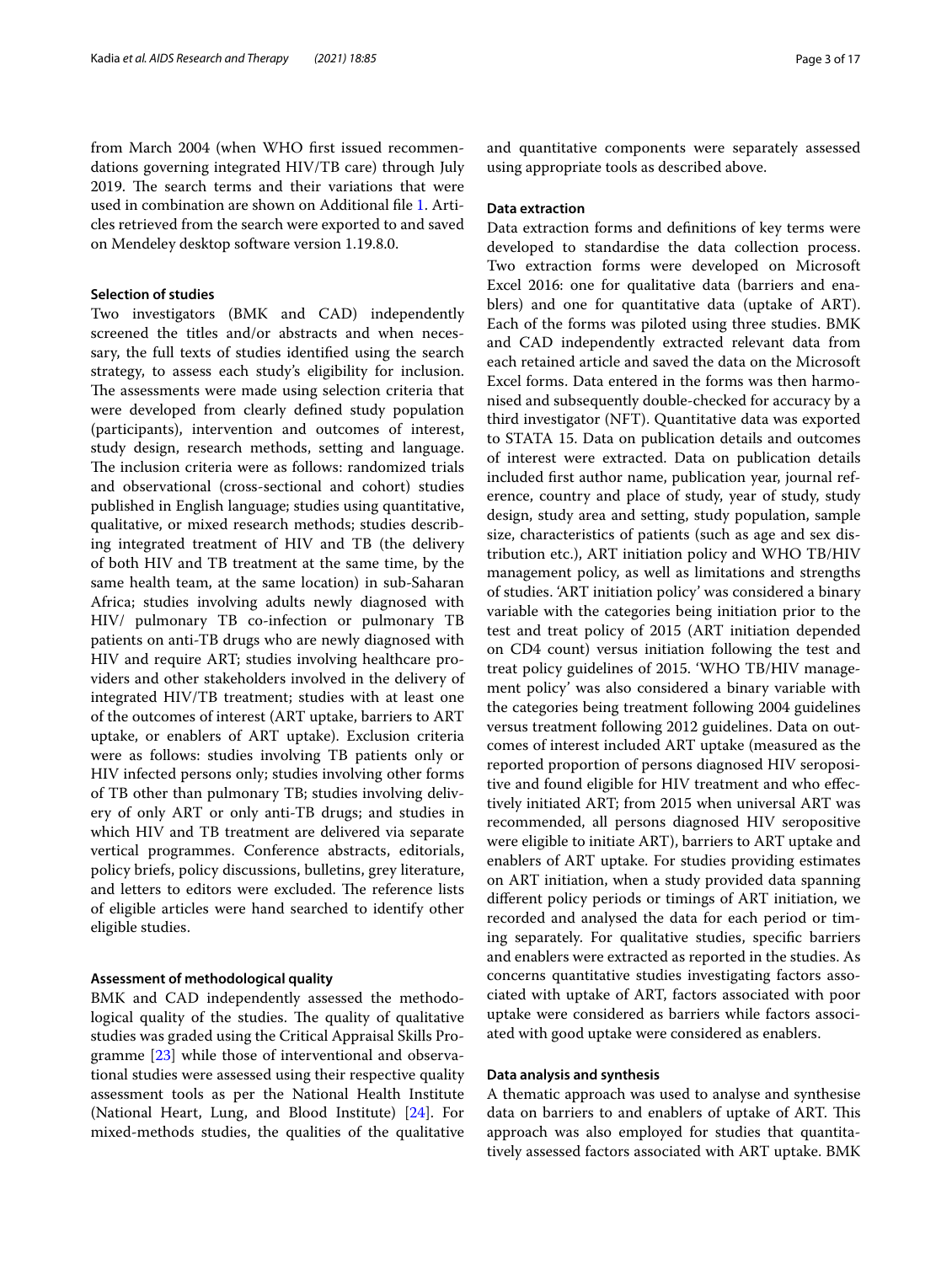from March 2004 (when WHO first issued recommendations governing integrated HIV/TB care) through July 2019. The search terms and their variations that were used in combination are shown on Additional file 1. Articles retrieved from the search were exported to and saved on Mendeley desktop software version 1.19.8.0.

### Selection of studies

Two investigators (BMK and CAD) independently screened the titles and/or abstracts and when necessary, the full texts of studies identified using the search strategy, to assess each study's eligibility for inclusion. The assessments were made using selection criteria that were developed from clearly defined study population (participants), intervention and outcomes of interest, study design, research methods, setting and language. The inclusion criteria were as follows: randomized trials and observational (cross-sectional and cohort) studies published in English language; studies using quantitative, qualitative, or mixed research methods; studies describing integrated treatment of HIV and TB (the delivery of both HIV and TB treatment at the same time, by the same health team, at the same location) in sub-Saharan Africa; studies involving adults newly diagnosed with HIV/ pulmonary TB co-infection or pulmonary TB patients on anti-TB drugs who are newly diagnosed with HIV and require ART; studies involving healthcare providers and other stakeholders involved in the delivery of integrated HIV/TB treatment; studies with at least one of the outcomes of interest (ART uptake, barriers to ART uptake, or enablers of ART uptake). Exclusion criteria were as follows: studies involving TB patients only or HIV infected persons only; studies involving other forms of TB other than pulmonary TB; studies involving delivery of only ART or only anti-TB drugs; and studies in which HIV and TB treatment are delivered via separate vertical programmes. Conference abstracts, editorials, policy briefs, policy discussions, bulletins, grey literature, and letters to editors were excluded. The reference lists of eligible articles were hand searched to identify other eligible studies.

### Assessment of methodological quality

BMK and CAD independently assessed the methodological quality of the studies. The quality of qualitative studies was graded using the Critical Appraisal Skills Programme [23] while those of interventional and observational studies were assessed using their respective quality assessment tools as per the National Health Institute (National Heart, Lung, and Blood Institute) [24]. For mixed-methods studies, the qualities of the qualitative and quantitative components were separately assessed using appropriate tools as described above.

### Data extraction

Data extraction forms and definitions of key terms were developed to standardise the data collection process. Two extraction forms were developed on Microsoft Excel 2016: one for qualitative data (barriers and enablers) and one for quantitative data (uptake of ART). Each of the forms was piloted using three studies. BMK and CAD independently extracted relevant data from each retained article and saved the data on the Microsoft Excel forms. Data entered in the forms was then harmonised and subsequently double-checked for accuracy by a third investigator (NFT). Quantitative data was exported to STATA 15. Data on publication details and outcomes of interest were extracted. Data on publication details included first author name, publication year, journal reference, country and place of study, year of study, study design, study area and setting, study population, sample size, characteristics of patients (such as age and sex distribution etc.), ART initiation policy and WHO TB/HIV management policy, as well as limitations and strengths of studies. 'ART initiation policy' was considered a binary variable with the categories being initiation prior to the test and treat policy of 2015 (ART initiation depended on CD4 count) versus initiation following the test and treat policy guidelines of 2015. 'WHO TB/HIV management policy' was also considered a binary variable with the categories being treatment following 2004 guidelines versus treatment following 2012 guidelines. Data on outcomes of interest included ART uptake (measured as the reported proportion of persons diagnosed HIV seropositive and found eligible for HIV treatment and who effectively initiated ART; from 2015 when universal ART was recommended, all persons diagnosed HIV seropositive were eligible to initiate ART), barriers to ART uptake and enablers of ART uptake. For studies providing estimates on ART initiation, when a study provided data spanning different policy periods or timings of ART initiation, we recorded and analysed the data for each period or timing separately. For qualitative studies, specific barriers and enablers were extracted as reported in the studies. As concerns quantitative studies investigating factors associated with uptake of ART, factors associated with poor uptake were considered as barriers while factors associated with good uptake were considered as enablers.

### Data analysis and synthesis

A thematic approach was used to analyse and synthesise data on barriers to and enablers of uptake of ART. This approach was also employed for studies that quantitatively assessed factors associated with ART uptake. BMK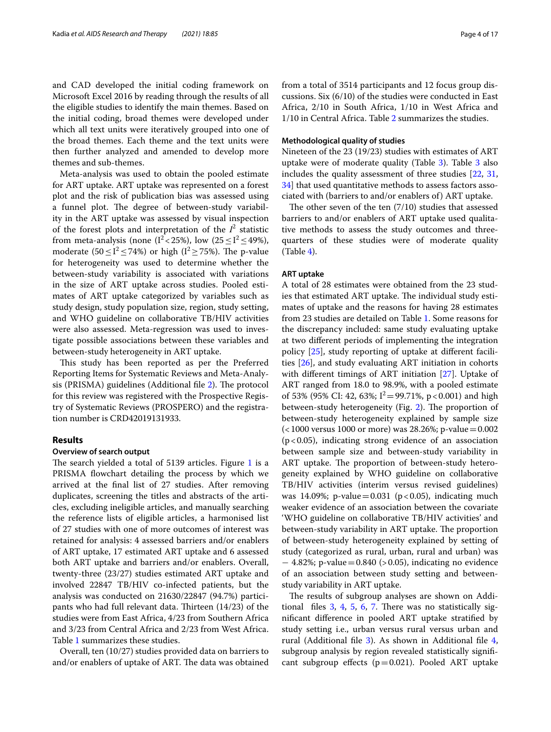and CAD developed the initial coding framework on Microsoft Excel 2016 by reading through the results of all the eligible studies to identify the main themes. Based on the initial coding, broad themes were developed under which all text units were iteratively grouped into one of the broad themes. Each theme and the text units were then further analyzed and amended to develop more themes and sub-themes.

Meta-analysis was used to obtain the pooled estimate for ART uptake. ART uptake was represented on a forest plot and the risk of publication bias was assessed using a funnel plot. The degree of between-study variability in the ART uptake was assessed by visual inspection of the forest plots and interpretation of the $I^2$ statistic from meta-analysis (none ($I^2 < 25\%$), low ($25 \leq I^2 \leq 49\%$), moderate ($50 \leq I^2 \leq 74\%$) or high ($I^2 \geq 75\%$). The p-value for heterogeneity was used to determine whether the between-study variability is associated with variations in the size of ART uptake across studies. Pooled estimates of ART uptake categorized by variables such as study design, study population size, region, study setting, and WHO guideline on collaborative TB/HIV activities were also assessed. Meta-regression was used to investigate possible associations between these variables and between-study heterogeneity in ART uptake.

This study has been reported as per the Preferred Reporting Items for Systematic Reviews and Meta-Analysis (PRISMA) guidelines (Additional file 2). The protocol for this review was registered with the Prospective Registry of Systematic Reviews (PROSPERO) and the registration number is CRD42019131933.

## Results

### Overview of search output

The search yielded a total of 5139 articles. Figure 1 is a PRISMA flowchart detailing the process by which we arrived at the final list of 27 studies. After removing duplicates, screening the titles and abstracts of the articles, excluding ineligible articles, and manually searching the reference lists of eligible articles, a harmonised list of 27 studies with one of more outcomes of interest was retained for analysis: 4 assessed barriers and/or enablers of ART uptake, 17 estimated ART uptake and 6 assessed both ART uptake and barriers and/or enablers. Overall, twenty-three (23/27) studies estimated ART uptake and involved 22847 TB/HIV co-infected patients, but the analysis was conducted on 21630/22847 (94.7%) participants who had full relevant data. Thirteen (14/23) of the studies were from East Africa, 4/23 from Southern Africa and 3/23 from Central Africa and 2/23 from West Africa. Table 1 summarizes these studies.

Overall, ten (10/27) studies provided data on barriers to and/or enablers of uptake of ART. The data was obtained from a total of 3514 participants and 12 focus group discussions. Six (6/10) of the studies were conducted in East Africa, 2/10 in South Africa, 1/10 in West Africa and 1/10 in Central Africa. Table 2 summarizes the studies.

### Methodological quality of studies

Nineteen of the 23 (19/23) studies with estimates of ART uptake were of moderate quality (Table 3). Table 3 also includes the quality assessment of three studies [22, 31, 34] that used quantitative methods to assess factors associated with (barriers to and/or enablers of) ART uptake.

The other seven of the ten (7/10) studies that assessed barriers to and/or enablers of ART uptake used qualitative methods to assess the study outcomes and three-quarters of these studies were of moderate quality (Table 4).

### ART uptake

A total of 28 estimates were obtained from the 23 studies that estimated ART uptake. The individual study estimates of uptake and the reasons for having 28 estimates from 23 studies are detailed on Table 1. Some reasons for the discrepancy included: same study evaluating uptake at two different periods of implementing the integration policy [25], study reporting of uptake at different facilities [26], and study evaluating ART initiation in cohorts with different timings of ART initiation [27]. Uptake of ART ranged from 18.0 to 98.9%, with a pooled estimate of 53% (95% CI: 42, 63%; $I^2 = 99.71\%$, $p < 0.001$) and high between-study heterogeneity (Fig. 2). The proportion of between-study heterogeneity explained by sample size (< 1000 versus 1000 or more) was 28.26%; p-value = 0.002 ($p < 0.05$), indicating strong evidence of an association between sample size and between-study variability in ART uptake. The proportion of between-study heterogeneity explained by WHO guideline on collaborative TB/HIV activities (interim versus revised guidelines) was 14.09%; p-value = 0.031 ($p < 0.05$), indicating much weaker evidence of an association between the covariate 'WHO guideline on collaborative TB/HIV activities' and between-study variability in ART uptake. The proportion of between-study heterogeneity explained by setting of study (categorized as rural, urban, rural and urban) was − 4.82%; p-value = 0.840 (> 0.05), indicating no evidence of an association between study setting and between-study variability in ART uptake.

The results of subgroup analyses are shown on Additional files 3, 4, 5, 6, 7. There was no statistically significant difference in pooled ART uptake stratified by study setting i.e., urban versus rural versus urban and rural (Additional file 3). As shown in Additional file 4, subgroup analysis by region revealed statistically significant subgroup effects (p = 0.021). Pooled ART uptake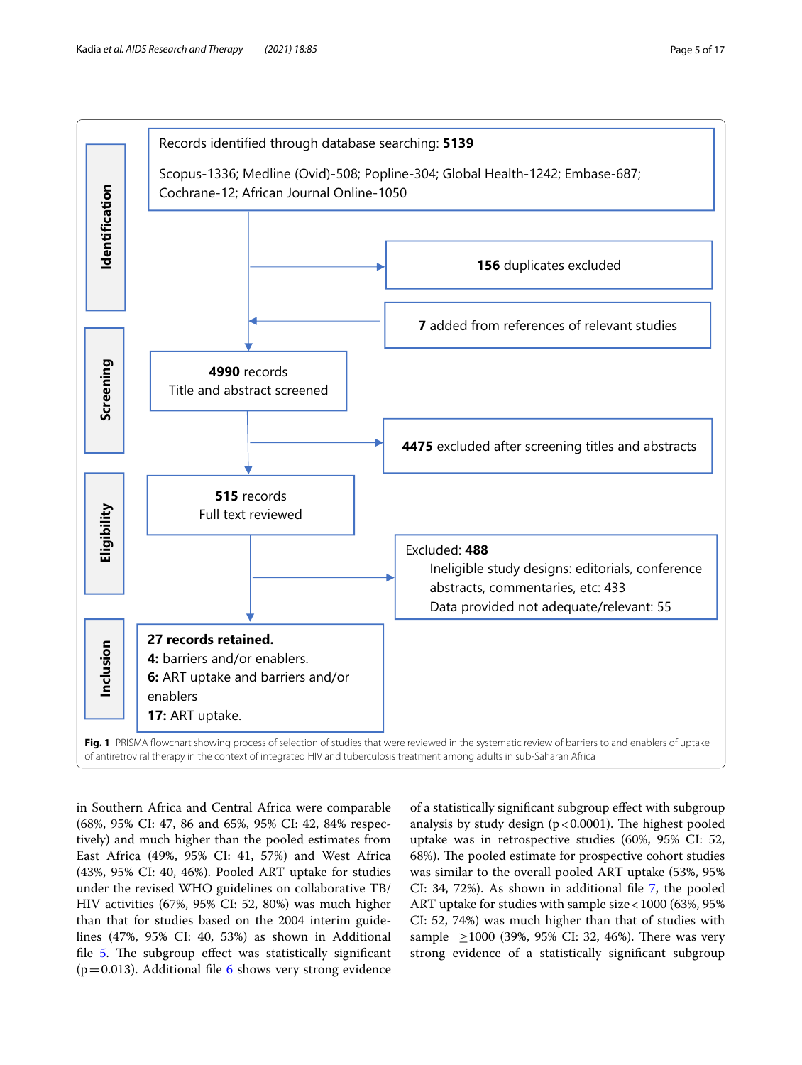**Identification**

Records identified through database searching: **5139**

Scopus-1336; Medline (Ovid)-508; Popline-304; Global Health-1242; Embase-687; Cochrane-12; African Journal Online-1050

**156** duplicates excluded

**7** added from references of relevant studies

**Screening**

**4990** records
Title and abstract screened

**4475** excluded after screening titles and abstracts

**Eligibility**

**515** records
Full text reviewed

Excluded: **488**
Ineligible study designs: editorials, conference abstracts, commentaries, etc: 433
Data provided not adequate/relevant: 55

**Inclusion**

**27 records retained.**
**4:** barriers and/or enablers.
**6:** ART uptake and barriers and/or enablers
**17:** ART uptake.

**Fig. 1** PRISMA flowchart showing process of selection of studies that were reviewed in the systematic review of barriers to and enablers of uptake of antiretroviral therapy in the context of integrated HIV and tuberculosis treatment among adults in sub-Saharan Africa

in Southern Africa and Central Africa were comparable (68%, 95% CI: 47, 86 and 65%, 95% CI: 42, 84% respectively) and much higher than the pooled estimates from East Africa (49%, 95% CI: 41, 57%) and West Africa (43%, 95% CI: 40, 46%). Pooled ART uptake for studies under the revised WHO guidelines on collaborative TB/HIV activities (67%, 95% CI: 52, 80%) was much higher than that for studies based on the 2004 interim guidelines (47%, 95% CI: 40, 53%) as shown in Additional file 5. The subgroup effect was statistically significant ($p = 0.013$). Additional file 6 shows very strong evidence of a statistically significant subgroup effect with subgroup analysis by study design ($p < 0.0001$). The highest pooled uptake was in retrospective studies (60%, 95% CI: 52, 68%). The pooled estimate for prospective cohort studies was similar to the overall pooled ART uptake (53%, 95% CI: 34, 72%). As shown in additional file 7, the pooled ART uptake for studies with sample size < 1000 (63%, 95% CI: 52, 74%) was much higher than that of studies with sample $\geq$1000 (39%, 95% CI: 32, 46%). There was very strong evidence of a statistically significant subgroup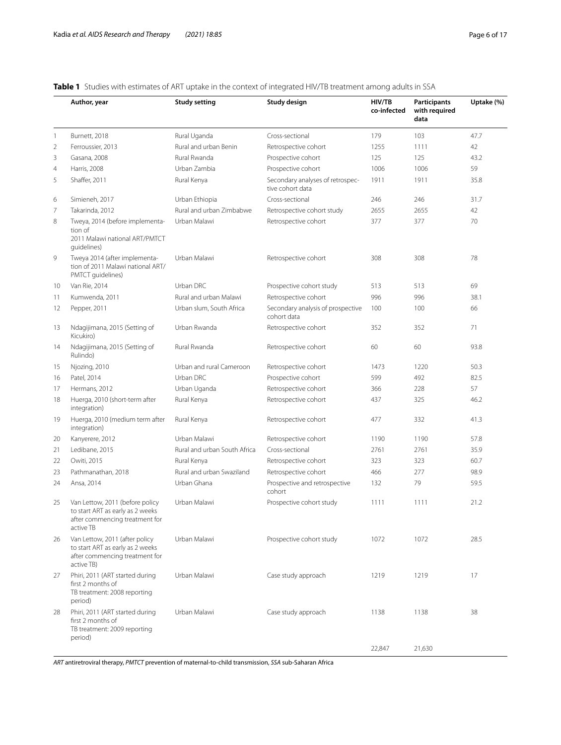**Table 1** Studies with estimates of ART uptake in the context of integrated HIV/TB treatment among adults in SSA

| | Author, year | Study setting | Study design | HIV/TB co-infected | Participants with required data | Uptake (%) |
|---|---|---|---|---|---|---|
| 1 | Burnett, 2018 | Rural Uganda | Cross-sectional | 179 | 103 | 47.7 |
| 2 | Ferroussier, 2013 | Rural and urban Benin | Retrospective cohort | 1255 | 1111 | 42 |
| 3 | Gasana, 2008 | Rural Rwanda | Prospective cohort | 125 | 125 | 43.2 |
| 4 | Harris, 2008 | Urban Zambia | Prospective cohort | 1006 | 1006 | 59 |
| 5 | Shaffer, 2011 | Rural Kenya | Secondary analyses of retrospective cohort data | 1911 | 1911 | 35.8 |
| 6 | Simieneh, 2017 | Urban Ethiopia | Cross-sectional | 246 | 246 | 31.7 |
| 7 | Takarinda, 2012 | Rural and urban Zimbabwe | Retrospective cohort study | 2655 | 2655 | 42 |
| 8 | Tweya, 2014 (before implementation of 2011 Malawi national ART/PMTCT guidelines) | Urban Malawi | Retrospective cohort | 377 | 377 | 70 |
| 9 | Tweya 2014 (after implementation of 2011 Malawi national ART/PMTCT guidelines) | Urban Malawi | Retrospective cohort | 308 | 308 | 78 |
| 10 | Van Rie, 2014 | Urban DRC | Prospective cohort study | 513 | 513 | 69 |
| 11 | Kumwenda, 2011 | Rural and urban Malawi | Retrospective cohort | 996 | 996 | 38.1 |
| 12 | Pepper, 2011 | Urban slum, South Africa | Secondary analysis of prospective cohort data | 100 | 100 | 66 |
| 13 | Ndagijimana, 2015 (Setting of Kicukiro) | Urban Rwanda | Retrospective cohort | 352 | 352 | 71 |
| 14 | Ndagijimana, 2015 (Setting of Rulindo) | Rural Rwanda | Retrospective cohort | 60 | 60 | 93.8 |
| 15 | Njozing, 2010 | Urban and rural Cameroon | Retrospective cohort | 1473 | 1220 | 50.3 |
| 16 | Patel, 2014 | Urban DRC | Prospective cohort | 599 | 492 | 82.5 |
| 17 | Hermans, 2012 | Urban Uganda | Retrospective cohort | 366 | 228 | 57 |
| 18 | Huerga, 2010 (short-term after integration) | Rural Kenya | Retrospective cohort | 437 | 325 | 46.2 |
| 19 | Huerga, 2010 (medium term after integration) | Rural Kenya | Retrospective cohort | 477 | 332 | 41.3 |
| 20 | Kanyerere, 2012 | Urban Malawi | Retrospective cohort | 1190 | 1190 | 57.8 |
| 21 | Ledibane, 2015 | Rural and urban South Africa | Cross-sectional | 2761 | 2761 | 35.9 |
| 22 | Owiti, 2015 | Rural Kenya | Retrospective cohort | 323 | 323 | 60.7 |
| 23 | Pathmanathan, 2018 | Rural and urban Swaziland | Retrospective cohort | 466 | 277 | 98.9 |
| 24 | Ansa, 2014 | Urban Ghana | Prospective and retrospective cohort | 132 | 79 | 59.5 |
| 25 | Van Lettow, 2011 (before policy to start ART as early as 2 weeks after commencing treatment for active TB | Urban Malawi | Prospective cohort study | 1111 | 1111 | 21.2 |
| 26 | Van Lettow, 2011 (after policy to start ART as early as 2 weeks after commencing treatment for active TB) | Urban Malawi | Prospective cohort study | 1072 | 1072 | 28.5 |
| 27 | Phiri, 2011 (ART started during first 2 months of TB treatment: 2008 reporting period) | Urban Malawi | Case study approach | 1219 | 1219 | 17 |
| 28 | Phiri, 2011 (ART started during first 2 months of TB treatment: 2009 reporting period) | Urban Malawi | Case study approach | 1138 | 1138 | 38 |
| | | | | 22,847 | 21,630 | |

*ART* antiretroviral therapy, *PMTCT* prevention of maternal-to-child transmission, *SSA* sub-Saharan Africa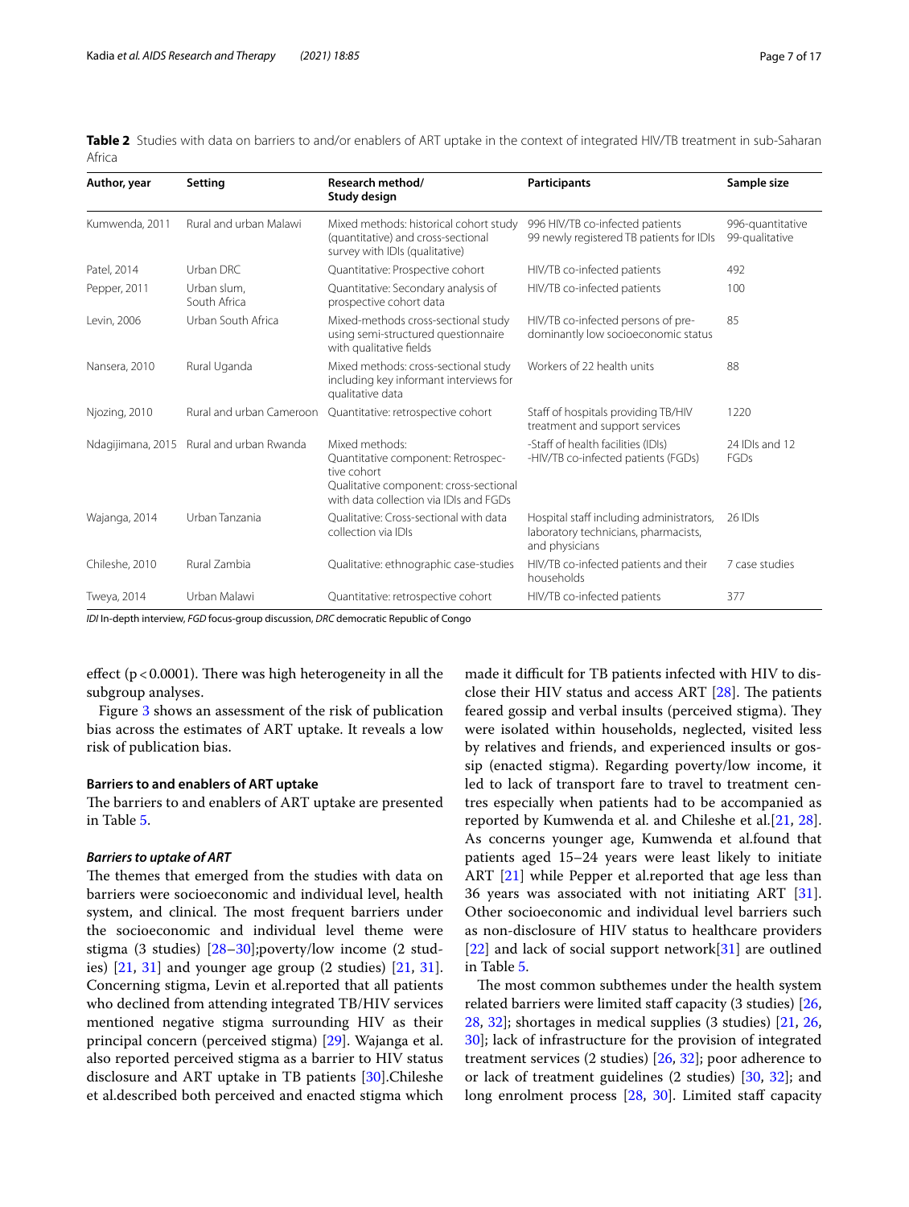**Table 2** Studies with data on barriers to and/or enablers of ART uptake in the context of integrated HIV/TB treatment in sub-Saharan Africa

| Author, year | Setting | Research method/ Study design | Participants | Sample size |
|---|---|---|---|---|
| Kumwenda, 2011 | Rural and urban Malawi | Mixed methods: historical cohort study (quantitative) and cross-sectional survey with IDIs (qualitative) | 996 HIV/TB co-infected patients 99 newly registered TB patients for IDIs | 996-quantitative 99-qualitative |
| Patel, 2014 | Urban DRC | Quantitative: Prospective cohort | HIV/TB co-infected patients | 492 |
| Pepper, 2011 | Urban slum, South Africa | Quantitative: Secondary analysis of prospective cohort data | HIV/TB co-infected patients | 100 |
| Levin, 2006 | Urban South Africa | Mixed-methods cross-sectional study using semi-structured questionnaire with qualitative fields | HIV/TB co-infected persons of predominantly low socioeconomic status | 85 |
| Nansera, 2010 | Rural Uganda | Mixed methods: cross-sectional study including key informant interviews for qualitative data | Workers of 22 health units | 88 |
| Njozing, 2010 | Rural and urban Cameroon | Quantitative: retrospective cohort | Staff of hospitals providing TB/HIV treatment and support services | 1220 |
| Ndagijimana, 2015 | Rural and urban Rwanda | Mixed methods: Quantitative component: Retrospective cohort Qualitative component: cross-sectional with data collection via IDIs and FGDs | -Staff of health facilities (IDIs) -HIV/TB co-infected patients (FGDs) | 24 IDIs and 12 FGDs |
| Wajanga, 2014 | Urban Tanzania | Qualitative: Cross-sectional with data collection via IDIs | Hospital staff including administrators, laboratory technicians, pharmacists, and physicians | 26 IDIs |
| Chileshe, 2010 | Rural Zambia | Qualitative: ethnographic case-studies | HIV/TB co-infected patients and their households | 7 case studies |
| Tweya, 2014 | Urban Malawi | Quantitative: retrospective cohort | HIV/TB co-infected patients | 377 |

*IDI* In-depth interview, *FGD* focus-group discussion, *DRC* democratic Republic of Congo

effect ($p < 0.0001$). There was high heterogeneity in all the subgroup analyses.

Figure 3 shows an assessment of the risk of publication bias across the estimates of ART uptake. It reveals a low risk of publication bias.

#### Barriers to and enablers of ART uptake

The barriers to and enablers of ART uptake are presented in Table 5.

##### *Barriers to uptake of ART*

The themes that emerged from the studies with data on barriers were socioeconomic and individual level, health system, and clinical. The most frequent barriers under the socioeconomic and individual level theme were stigma (3 studies) [28–30];poverty/low income (2 studies) [21, 31] and younger age group (2 studies) [21, 31]. Concerning stigma, Levin et al.reported that all patients who declined from attending integrated TB/HIV services mentioned negative stigma surrounding HIV as their principal concern (perceived stigma) [29]. Wajanga et al. also reported perceived stigma as a barrier to HIV status disclosure and ART uptake in TB patients [30].Chileshe et al.described both perceived and enacted stigma which made it difficult for TB patients infected with HIV to disclose their HIV status and access ART [28]. The patients feared gossip and verbal insults (perceived stigma). They were isolated within households, neglected, visited less by relatives and friends, and experienced insults or gossip (enacted stigma). Regarding poverty/low income, it led to lack of transport fare to travel to treatment centres especially when patients had to be accompanied as reported by Kumwenda et al. and Chileshe et al.[21, 28]. As concerns younger age, Kumwenda et al.found that patients aged 15–24 years were least likely to initiate ART [21] while Pepper et al.reported that age less than 36 years was associated with not initiating ART [31]. Other socioeconomic and individual level barriers such as non-disclosure of HIV status to healthcare providers [22] and lack of social support network[31] are outlined in Table 5.

The most common subthemes under the health system related barriers were limited staff capacity (3 studies) [26, 28, 32]; shortages in medical supplies (3 studies) [21, 26, 30]; lack of infrastructure for the provision of integrated treatment services (2 studies) [26, 32]; poor adherence to or lack of treatment guidelines (2 studies) [30, 32]; and long enrolment process [28, 30]. Limited staff capacity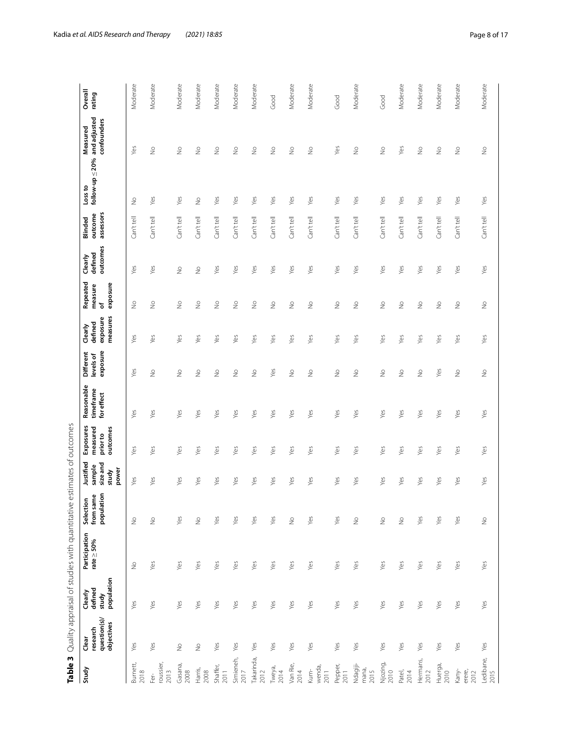**Table 3** Quality appraisal of studies with quantitative estimates of outcomes

| Study | Clear research question(s)/objectives | Clearly defined study population | Participation rate ≥ 50% | Selection from same population | Justified sample size and study power | Exposures measured prior to outcomes | Reasonable timeframe for effect | Different levels of exposure | Clearly defined exposure measures | Repeated measure of exposure | Clearly defined outcomes | Blinded outcome assessors | Loss to follow-up ≤ 20% | Measured and adjusted confounders | Overall rating |
|---|---|---|---|---|---|---|---|---|---|---|---|---|---|---|---|
| Burnett, 2018 | Yes | Yes | No | No | Yes | Yes | Yes | Yes | Yes | No | Yes | Can't tell | No | Yes | Moderate |
| Ferroussier, 2013 | Yes | Yes | Yes | No | Yes | Yes | Yes | No | Yes | No | Yes | Can't tell | Yes | No | Moderate |
| Gasana, 2008 | No | Yes | Yes | Yes | Yes | Yes | Yes | No | Yes | No | No | Can't tell | Yes | No | Moderate |
| Harris, 2008 | No | Yes | Yes | No | Yes | Yes | Yes | No | Yes | No | No | Can't tell | No | No | Moderate |
| Shaffer, 2011 | Yes | Yes | Yes | Yes | Yes | Yes | Yes | No | Yes | No | Yes | Can't tell | Yes | No | Moderate |
| Simieneh, 2017 | Yes | Yes | Yes | Yes | Yes | Yes | Yes | No | Yes | No | Yes | Can't tell | Yes | No | Moderate |
| Takarinda, 2012 | Yes | Yes | Yes | Yes | Yes | Yes | Yes | No | Yes | No | Yes | Can't tell | Yes | No | Moderate |
| Tweya, 2014 | Yes | Yes | Yes | Yes | Yes | Yes | Yes | Yes | Yes | No | Yes | Can't tell | Yes | No | Good |
| Van Rie, 2014 | Yes | Yes | Yes | No | Yes | Yes | Yes | No | Yes | No | Yes | Can't tell | Yes | No | Moderate |
| Kumwenda, 2011 | Yes | Yes | Yes | Yes | Yes | Yes | Yes | No | Yes | No | Yes | Can't tell | Yes | No | Moderate |
| Pepper, 2011 | Yes | Yes | Yes | Yes | Yes | Yes | Yes | No | Yes | No | Yes | Can't tell | Yes | Yes | Good |
| Ndagijimana, 2015 | Yes | Yes | Yes | No | Yes | Yes | Yes | No | Yes | No | Yes | Can't tell | Yes | No | Moderate |
| Njozing, 2010 | Yes | Yes | Yes | No | Yes | Yes | Yes | No | Yes | No | Yes | Can't tell | Yes | No | Good |
| Patel, 2014 | Yes | Yes | Yes | No | Yes | Yes | Yes | No | Yes | No | Yes | Can't tell | Yes | Yes | Moderate |
| Hermans, 2012 | Yes | Yes | Yes | Yes | Yes | Yes | Yes | No | Yes | No | Yes | Can't tell | Yes | No | Moderate |
| Huerga, 2010 | Yes | Yes | Yes | Yes | Yes | Yes | Yes | Yes | Yes | No | Yes | Can't tell | Yes | No | Moderate |
| Kanyerere, 2012 | Yes | Yes | Yes | Yes | Yes | Yes | Yes | No | Yes | No | Yes | Can't tell | Yes | No | Moderate |
| Ledibane, 2015 | Yes | Yes | Yes | No | Yes | Yes | Yes | No | Yes | No | Yes | Can't tell | Yes | No | Moderate |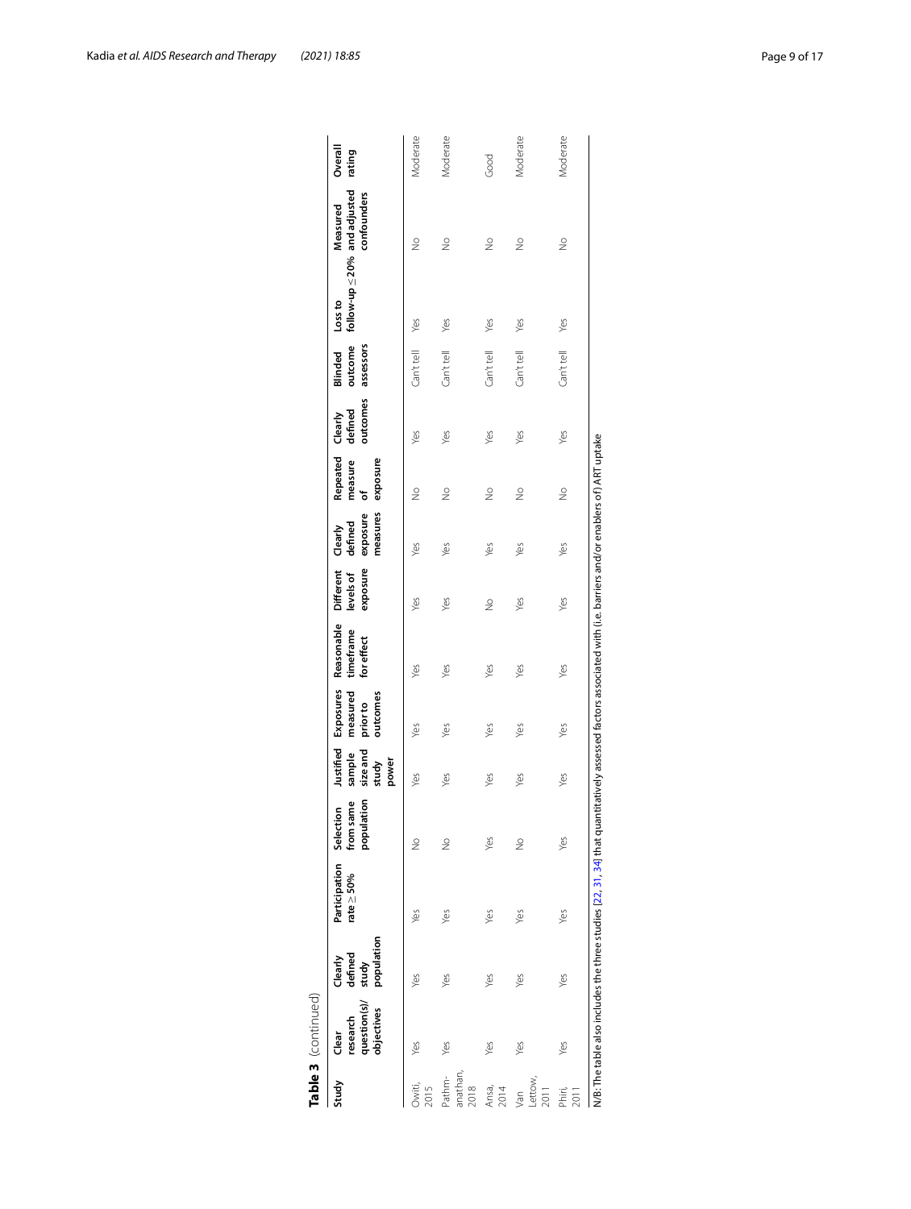**Table 3** (continued)

| Study | Clear research question(s)/ objectives | Clearly defined study population | Participation rate ≥ 50% | Selection from same population | Justified sample size and study power | Exposures measured prior to outcomes | Reasonable timeframe for effect | Different levels of exposure | Clearly defined exposure measures | Repeated measure of exposure | Clearly defined outcomes | Blinded outcome assessors | Loss to follow-up ≤ 20% | Measured and adjusted confounders | Overall rating |
|---|---|---|---|---|---|---|---|---|---|---|---|---|---|---|---|
| Owiti, 2015 | Yes | Yes | Yes | No | Yes | Yes | Yes | Yes | Yes | No | Yes | Can't tell | Yes | No | Moderate |
| Pathmanathan, 2018 | Yes | Yes | Yes | No | Yes | Yes | Yes | Yes | Yes | No | Yes | Can't tell | Yes | No | Moderate |
| Ansa, 2014 | Yes | Yes | Yes | Yes | Yes | Yes | Yes | No | Yes | No | Yes | Can't tell | Yes | No | Good |
| Van Lettow, 2011 | Yes | Yes | Yes | No | Yes | Yes | Yes | Yes | Yes | No | Yes | Can't tell | Yes | No | Moderate |
| Phiri, 2011 | Yes | Yes | Yes | Yes | Yes | Yes | Yes | Yes | Yes | No | Yes | Can't tell | Yes | No | Moderate |

N/B: The table also includes the three studies [22, 31, 34] that quantitatively assessed factors associated with (i.e. barriers and/or enablers of) ART uptake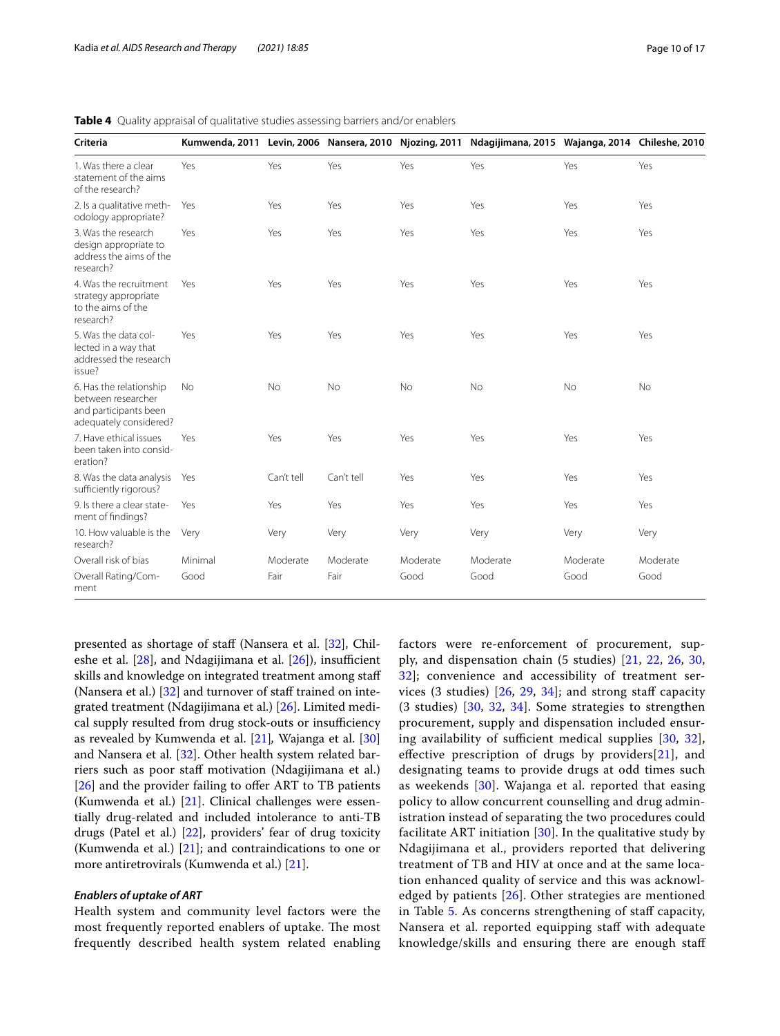**Table 4** Quality appraisal of qualitative studies assessing barriers and/or enablers

| Criteria | Kumwenda, 2011 | Levin, 2006 | Nansera, 2010 | Njozing, 2011 | Ndagijimana, 2015 | Wajanga, 2014 | Chileshe, 2010 |
|---|---|---|---|---|---|---|---|
| 1. Was there a clear statement of the aims of the research? | Yes | Yes | Yes | Yes | Yes | Yes | Yes |
| 2. Is a qualitative methodology appropriate? | Yes | Yes | Yes | Yes | Yes | Yes | Yes |
| 3. Was the research design appropriate to address the aims of the research? | Yes | Yes | Yes | Yes | Yes | Yes | Yes |
| 4. Was the recruitment strategy appropriate to the aims of the research? | Yes | Yes | Yes | Yes | Yes | Yes | Yes |
| 5. Was the data collected in a way that addressed the research issue? | Yes | Yes | Yes | Yes | Yes | Yes | Yes |
| 6. Has the relationship between researcher and participants been adequately considered? | No | No | No | No | No | No | No |
| 7. Have ethical issues been taken into consideration? | Yes | Yes | Yes | Yes | Yes | Yes | Yes |
| 8. Was the data analysis sufficiently rigorous? | Yes | Can't tell | Can't tell | Yes | Yes | Yes | Yes |
| 9. Is there a clear statement of findings? | Yes | Yes | Yes | Yes | Yes | Yes | Yes |
| 10. How valuable is the research? | Very | Very | Very | Very | Very | Very | Very |
| Overall risk of bias | Minimal | Moderate | Moderate | Moderate | Moderate | Moderate | Moderate |
| Overall Rating/Comment | Good | Fair | Fair | Good | Good | Good | Good |

presented as shortage of staff (Nansera et al. [32], Chileshe et al. [28], and Ndagijimana et al. [26]), insufficient skills and knowledge on integrated treatment among staff (Nansera et al.) [32] and turnover of staff trained on integrated treatment (Ndagijimana et al.) [26]. Limited medical supply resulted from drug stock-outs or insufficiency as revealed by Kumwenda et al. [21], Wajanga et al. [30] and Nansera et al. [32]. Other health system related barriers such as poor staff motivation (Ndagijimana et al.) [26] and the provider failing to offer ART to TB patients (Kumwenda et al.) [21]. Clinical challenges were essentially drug-related and included intolerance to anti-TB drugs (Patel et al.) [22], providers' fear of drug toxicity (Kumwenda et al.) [21]; and contraindications to one or more antiretrovirals (Kumwenda et al.) [21].

#### *Enablers of uptake of ART*

Health system and community level factors were the most frequently reported enablers of uptake. The most frequently described health system related enabling factors were re-enforcement of procurement, supply, and dispensation chain (5 studies) [21, 22, 26, 30, 32]; convenience and accessibility of treatment services (3 studies) [26, 29, 34]; and strong staff capacity (3 studies) [30, 32, 34]. Some strategies to strengthen procurement, supply and dispensation included ensuring availability of sufficient medical supplies [30, 32], effective prescription of drugs by providers[21], and designating teams to provide drugs at odd times such as weekends [30]. Wajanga et al. reported that easing policy to allow concurrent counselling and drug administration instead of separating the two procedures could facilitate ART initiation [30]. In the qualitative study by Ndagijimana et al., providers reported that delivering treatment of TB and HIV at once and at the same location enhanced quality of service and this was acknowledged by patients [26]. Other strategies are mentioned in Table 5. As concerns strengthening of staff capacity, Nansera et al. reported equipping staff with adequate knowledge/skills and ensuring there are enough staff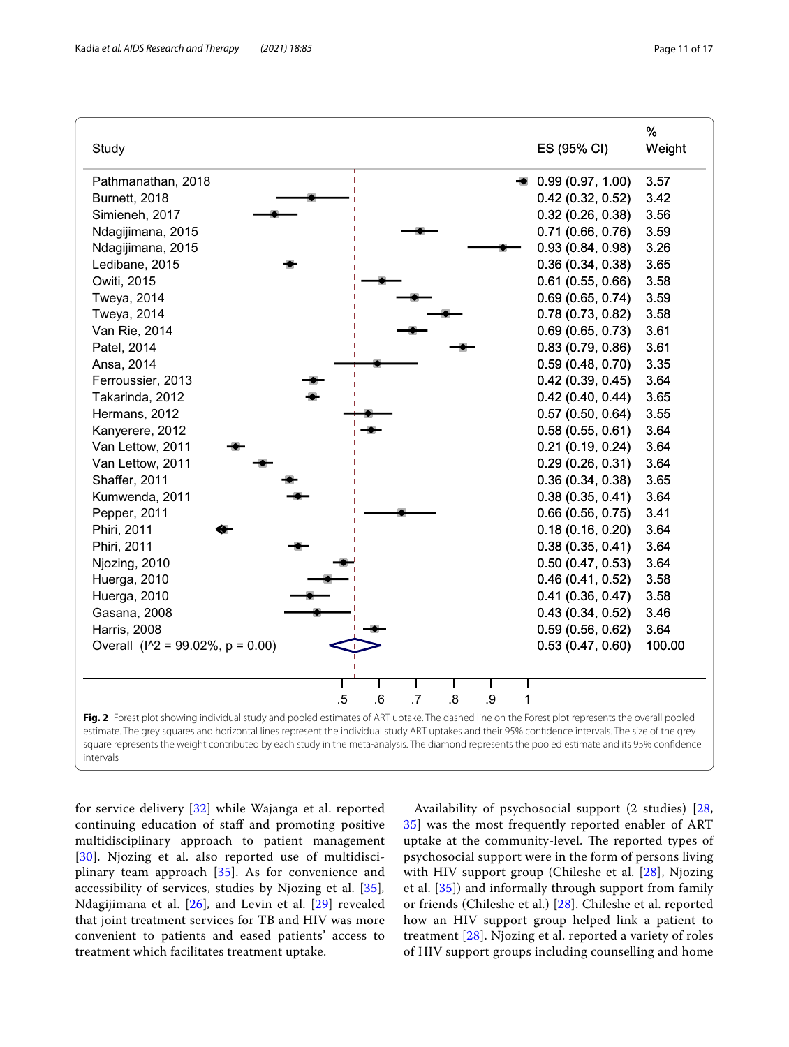| Study | ES (95% CI) | % Weight |
|---|---|---|
| Pathmanathan, 2018 | 0.99 (0.97, 1.00) | 3.57 |
| Burnett, 2018 | 0.42 (0.32, 0.52) | 3.42 |
| Simieneh, 2017 | 0.32 (0.26, 0.38) | 3.56 |
| Ndagijimana, 2015 | 0.71 (0.66, 0.76) | 3.59 |
| Ndagijimana, 2015 | 0.93 (0.84, 0.98) | 3.26 |
| Ledibane, 2015 | 0.36 (0.34, 0.38) | 3.65 |
| Owiti, 2015 | 0.61 (0.55, 0.66) | 3.58 |
| Tweya, 2014 | 0.69 (0.65, 0.74) | 3.59 |
| Tweya, 2014 | 0.78 (0.73, 0.82) | 3.58 |
| Van Rie, 2014 | 0.69 (0.65, 0.73) | 3.61 |
| Patel, 2014 | 0.83 (0.79, 0.86) | 3.61 |
| Ansa, 2014 | 0.59 (0.48, 0.70) | 3.35 |
| Ferroussier, 2013 | 0.42 (0.39, 0.45) | 3.64 |
| Takarinda, 2012 | 0.42 (0.40, 0.44) | 3.65 |
| Hermans, 2012 | 0.57 (0.50, 0.64) | 3.55 |
| Kanyerere, 2012 | 0.58 (0.55, 0.61) | 3.64 |
| Van Lettow, 2011 | 0.21 (0.19, 0.24) | 3.64 |
| Van Lettow, 2011 | 0.29 (0.26, 0.31) | 3.64 |
| Shaffer, 2011 | 0.36 (0.34, 0.38) | 3.65 |
| Kumwenda, 2011 | 0.38 (0.35, 0.41) | 3.64 |
| Pepper, 2011 | 0.66 (0.56, 0.75) | 3.41 |
| Phiri, 2011 | 0.18 (0.16, 0.20) | 3.64 |
| Phiri, 2011 | 0.38 (0.35, 0.41) | 3.64 |
| Njozing, 2010 | 0.50 (0.47, 0.53) | 3.64 |
| Huerga, 2010 | 0.46 (0.41, 0.52) | 3.58 |
| Huerga, 2010 | 0.41 (0.36, 0.47) | 3.58 |
| Gasana, 2008 | 0.43 (0.34, 0.52) | 3.46 |
| Harris, 2008 | 0.59 (0.56, 0.62) | 3.64 |
| Overall (I^2 = 99.02%, p = 0.00) | 0.53 (0.47, 0.60) | 100.00 |

**Fig. 2** Forest plot showing individual study and pooled estimates of ART uptake. The dashed line on the Forest plot represents the overall pooled estimate. The grey squares and horizontal lines represent the individual study ART uptakes and their 95% confidence intervals. The size of the grey square represents the weight contributed by each study in the meta-analysis. The diamond represents the pooled estimate and its 95% confidence intervals

for service delivery [32] while Wajanga et al. reported continuing education of staff and promoting positive multidisciplinary approach to patient management [30]. Njozing et al. also reported use of multidisciplinary team approach [35]. As for convenience and accessibility of services, studies by Njozing et al. [35], Ndagijimana et al. [26], and Levin et al. [29] revealed that joint treatment services for TB and HIV was more convenient to patients and eased patients' access to treatment which facilitates treatment uptake.

Availability of psychosocial support (2 studies) [28, 35] was the most frequently reported enabler of ART uptake at the community-level. The reported types of psychosocial support were in the form of persons living with HIV support group (Chileshe et al. [28], Njozing et al. [35]) and informally through support from family or friends (Chileshe et al.) [28]. Chileshe et al. reported how an HIV support group helped link a patient to treatment [28]. Njozing et al. reported a variety of roles of HIV support groups including counselling and home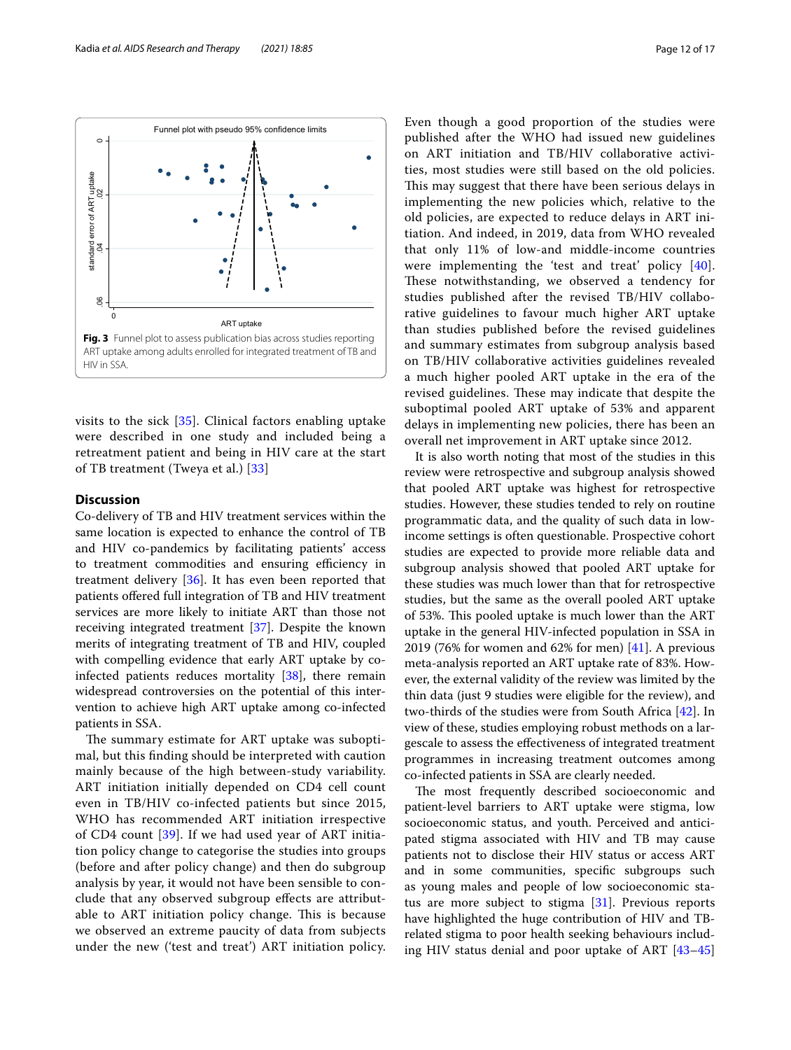Fig. 3 Funnel plot to assess publication bias across studies reporting ART uptake among adults enrolled for integrated treatment of TB and HIV in SSA.

visits to the sick [35]. Clinical factors enabling uptake were described in one study and included being a retreatment patient and being in HIV care at the start of TB treatment (Tweya et al.) [33]

## Discussion

Co-delivery of TB and HIV treatment services within the same location is expected to enhance the control of TB and HIV co-pandemics by facilitating patients' access to treatment commodities and ensuring efficiency in treatment delivery [36]. It has even been reported that patients offered full integration of TB and HIV treatment services are more likely to initiate ART than those not receiving integrated treatment [37]. Despite the known merits of integrating treatment of TB and HIV, coupled with compelling evidence that early ART uptake by co-infected patients reduces mortality [38], there remain widespread controversies on the potential of this intervention to achieve high ART uptake among co-infected patients in SSA.

The summary estimate for ART uptake was suboptimal, but this finding should be interpreted with caution mainly because of the high between-study variability. ART initiation initially depended on CD4 cell count even in TB/HIV co-infected patients but since 2015, WHO has recommended ART initiation irrespective of CD4 count [39]. If we had used year of ART initiation policy change to categorise the studies into groups (before and after policy change) and then do subgroup analysis by year, it would not have been sensible to conclude that any observed subgroup effects are attributable to ART initiation policy change. This is because we observed an extreme paucity of data from subjects under the new ('test and treat') ART initiation policy. Even though a good proportion of the studies were published after the WHO had issued new guidelines on ART initiation and TB/HIV collaborative activities, most studies were still based on the old policies. This may suggest that there have been serious delays in implementing the new policies which, relative to the old policies, are expected to reduce delays in ART initiation. And indeed, in 2019, data from WHO revealed that only 11% of low-and middle-income countries were implementing the 'test and treat' policy [40]. These notwithstanding, we observed a tendency for studies published after the revised TB/HIV collaborative guidelines to favour much higher ART uptake than studies published before the revised guidelines and summary estimates from subgroup analysis based on TB/HIV collaborative activities guidelines revealed a much higher pooled ART uptake in the era of the revised guidelines. These may indicate that despite the suboptimal pooled ART uptake of 53% and apparent delays in implementing new policies, there has been an overall net improvement in ART uptake since 2012.

It is also worth noting that most of the studies in this review were retrospective and subgroup analysis showed that pooled ART uptake was highest for retrospective studies. However, these studies tended to rely on routine programmatic data, and the quality of such data in low-income settings is often questionable. Prospective cohort studies are expected to provide more reliable data and subgroup analysis showed that pooled ART uptake for these studies was much lower than that for retrospective studies, but the same as the overall pooled ART uptake of 53%. This pooled uptake is much lower than the ART uptake in the general HIV-infected population in SSA in 2019 (76% for women and 62% for men) [41]. A previous meta-analysis reported an ART uptake rate of 83%. However, the external validity of the review was limited by the thin data (just 9 studies were eligible for the review), and two-thirds of the studies were from South Africa [42]. In view of these, studies employing robust methods on a largescale to assess the effectiveness of integrated treatment programmes in increasing treatment outcomes among co-infected patients in SSA are clearly needed.

The most frequently described socioeconomic and patient-level barriers to ART uptake were stigma, low socioeconomic status, and youth. Perceived and anticipated stigma associated with HIV and TB may cause patients not to disclose their HIV status or access ART and in some communities, specific subgroups such as young males and people of low socioeconomic status are more subject to stigma [31]. Previous reports have highlighted the huge contribution of HIV and TB-related stigma to poor health seeking behaviours including HIV status denial and poor uptake of ART [43–45]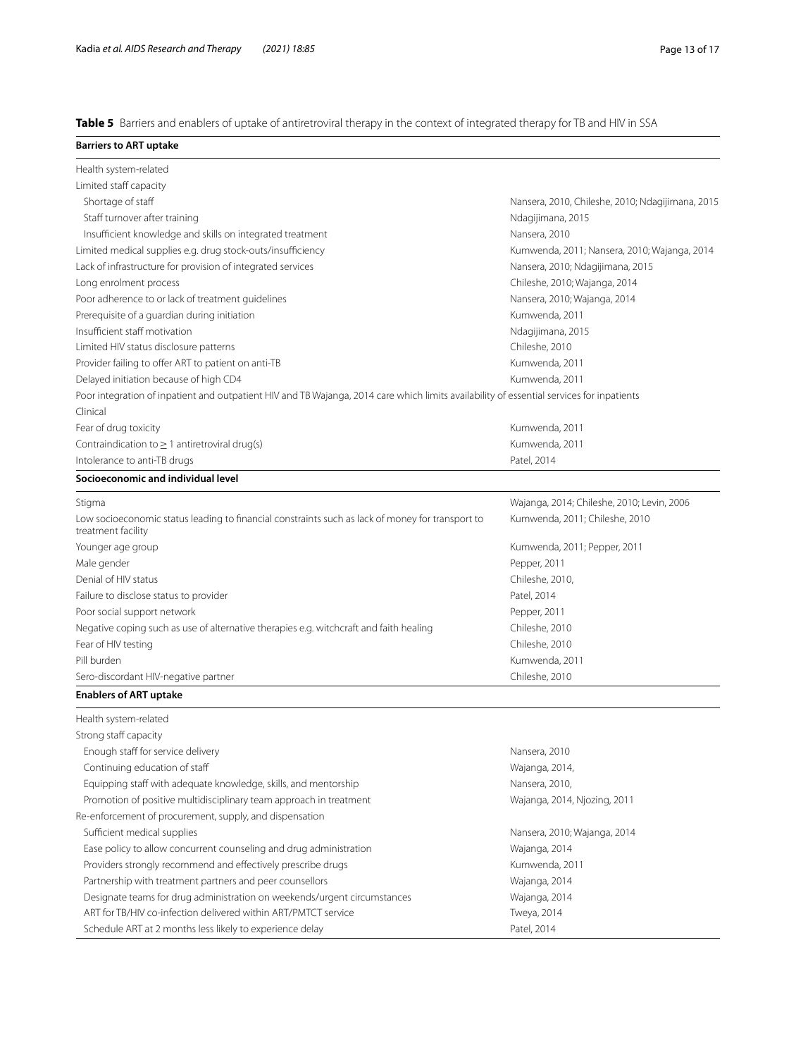**Table 5** Barriers and enablers of uptake of antiretroviral therapy in the context of integrated therapy for TB and HIV in SSA

| **Barriers to ART uptake** | |
|---|---|
| Health system-related | |
| Limited staff capacity | |
| Shortage of staff | Nansera, 2010, Chileshe, 2010; Ndagijimana, 2015 |
| Staff turnover after training | Ndagijimana, 2015 |
| Insufficient knowledge and skills on integrated treatment | Nansera, 2010 |
| Limited medical supplies e.g. drug stock-outs/insufficiency | Kumwenda, 2011; Nansera, 2010; Wajanga, 2014 |
| Lack of infrastructure for provision of integrated services | Nansera, 2010; Ndagijimana, 2015 |
| Long enrolment process | Chileshe, 2010; Wajanga, 2014 |
| Poor adherence to or lack of treatment guidelines | Nansera, 2010; Wajanga, 2014 |
| Prerequisite of a guardian during initiation | Kumwenda, 2011 |
| Insufficient staff motivation | Ndagijimana, 2015 |
| Limited HIV status disclosure patterns | Chileshe, 2010 |
| Provider failing to offer ART to patient on anti-TB | Kumwenda, 2011 |
| Delayed initiation because of high CD4 | Kumwenda, 2011 |
| Poor integration of inpatient and outpatient HIV and TB Wajanga, 2014 care which limits availability of essential services for inpatients | |
| Clinical | |
| Fear of drug toxicity | Kumwenda, 2011 |
| Contraindication to $\geq 1$ antiretroviral drug(s) | Kumwenda, 2011 |
| Intolerance to anti-TB drugs | Patel, 2014 |
| **Socioeconomic and individual level** | |
| Stigma | Wajanga, 2014; Chileshe, 2010; Levin, 2006 |
| Low socioeconomic status leading to financial constraints such as lack of money for transport to treatment facility | Kumwenda, 2011; Chileshe, 2010 |
| Younger age group | Kumwenda, 2011; Pepper, 2011 |
| Male gender | Pepper, 2011 |
| Denial of HIV status | Chileshe, 2010, |
| Failure to disclose status to provider | Patel, 2014 |
| Poor social support network | Pepper, 2011 |
| Negative coping such as use of alternative therapies e.g. witchcraft and faith healing | Chileshe, 2010 |
| Fear of HIV testing | Chileshe, 2010 |
| Pill burden | Kumwenda, 2011 |
| Sero-discordant HIV-negative partner | Chileshe, 2010 |
| **Enablers of ART uptake** | |
| Health system-related | |
| Strong staff capacity | |
| Enough staff for service delivery | Nansera, 2010 |
| Continuing education of staff | Wajanga, 2014, |
| Equipping staff with adequate knowledge, skills, and mentorship | Nansera, 2010, |
| Promotion of positive multidisciplinary team approach in treatment | Wajanga, 2014, Njozing, 2011 |
| Re-enforcement of procurement, supply, and dispensation | |
| Sufficient medical supplies | Nansera, 2010; Wajanga, 2014 |
| Ease policy to allow concurrent counseling and drug administration | Wajanga, 2014 |
| Providers strongly recommend and effectively prescribe drugs | Kumwenda, 2011 |
| Partnership with treatment partners and peer counsellors | Wajanga, 2014 |
| Designate teams for drug administration on weekends/urgent circumstances | Wajanga, 2014 |
| ART for TB/HIV co-infection delivered within ART/PMTCT service | Tweya, 2014 |
| Schedule ART at 2 months less likely to experience delay | Patel, 2014 |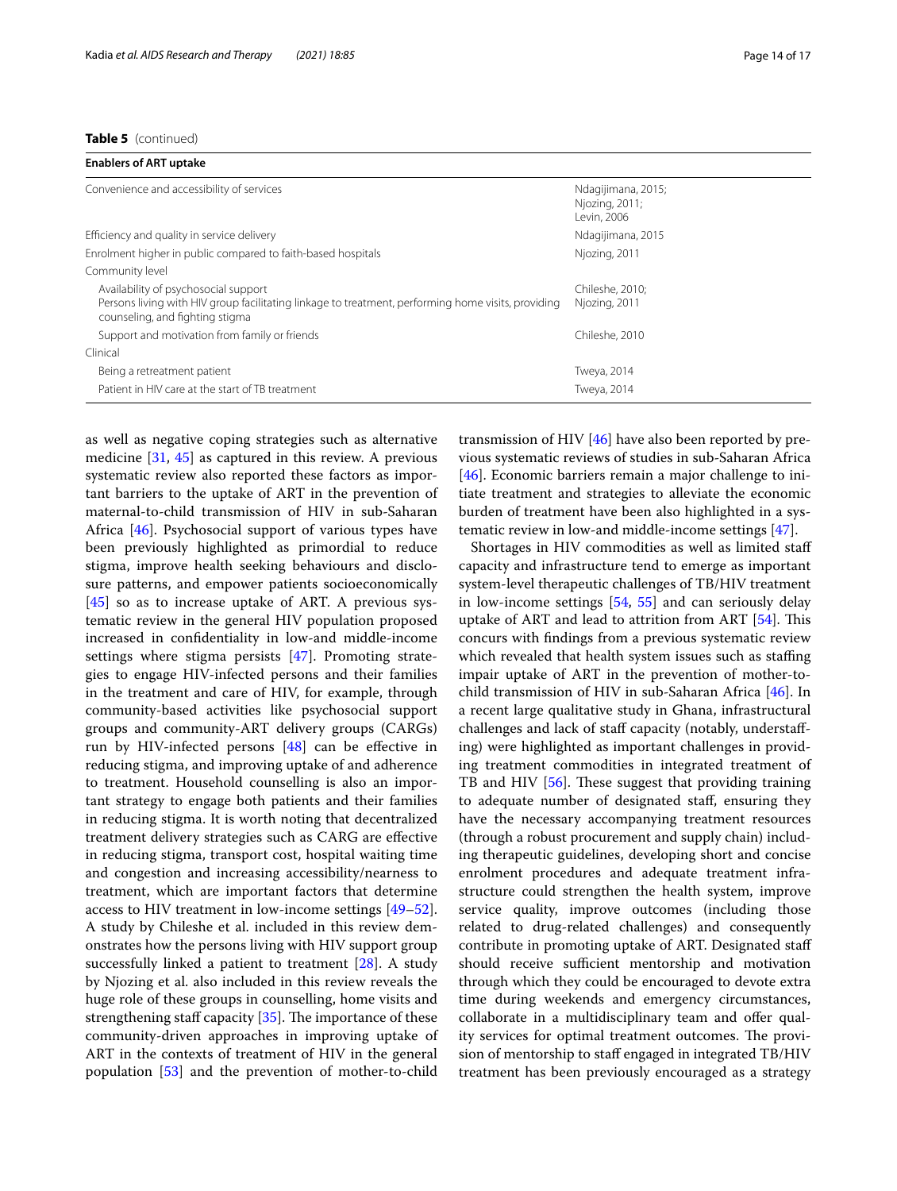**Table 5** (continued)

| Enablers of ART uptake | |
|---|---|
| Convenience and accessibility of services | Ndagijimana, 2015; Njozing, 2011; Levin, 2006 |
| Efficiency and quality in service delivery | Ndagijimana, 2015 |
| Enrolment higher in public compared to faith-based hospitals | Njozing, 2011 |
| Community level | |
| Availability of psychosocial support<br>Persons living with HIV group facilitating linkage to treatment, performing home visits, providing counseling, and fighting stigma | Chileshe, 2010; Njozing, 2011 |
| Support and motivation from family or friends | Chileshe, 2010 |
| Clinical | |
| Being a retreatment patient | Tweya, 2014 |
| Patient in HIV care at the start of TB treatment | Tweya, 2014 |

as well as negative coping strategies such as alternative medicine [31, 45] as captured in this review. A previous systematic review also reported these factors as important barriers to the uptake of ART in the prevention of maternal-to-child transmission of HIV in sub-Saharan Africa [46]. Psychosocial support of various types have been previously highlighted as primordial to reduce stigma, improve health seeking behaviours and disclosure patterns, and empower patients socioeconomically [45] so as to increase uptake of ART. A previous systematic review in the general HIV population proposed increased in confidentiality in low-and middle-income settings where stigma persists [47]. Promoting strategies to engage HIV-infected persons and their families in the treatment and care of HIV, for example, through community-based activities like psychosocial support groups and community-ART delivery groups (CARGs) run by HIV-infected persons [48] can be effective in reducing stigma, and improving uptake of and adherence to treatment. Household counselling is also an important strategy to engage both patients and their families in reducing stigma. It is worth noting that decentralized treatment delivery strategies such as CARG are effective in reducing stigma, transport cost, hospital waiting time and congestion and increasing accessibility/nearness to treatment, which are important factors that determine access to HIV treatment in low-income settings [49–52]. A study by Chileshe et al. included in this review demonstrates how the persons living with HIV support group successfully linked a patient to treatment [28]. A study by Njozing et al. also included in this review reveals the huge role of these groups in counselling, home visits and strengthening staff capacity [35]. The importance of these community-driven approaches in improving uptake of ART in the contexts of treatment of HIV in the general population [53] and the prevention of mother-to-child transmission of HIV [46] have also been reported by previous systematic reviews of studies in sub-Saharan Africa [46]. Economic barriers remain a major challenge to initiate treatment and strategies to alleviate the economic burden of treatment have been also highlighted in a systematic review in low-and middle-income settings [47].

Shortages in HIV commodities as well as limited staff capacity and infrastructure tend to emerge as important system-level therapeutic challenges of TB/HIV treatment in low-income settings [54, 55] and can seriously delay uptake of ART and lead to attrition from ART [54]. This concurs with findings from a previous systematic review which revealed that health system issues such as staffing impair uptake of ART in the prevention of mother-to-child transmission of HIV in sub-Saharan Africa [46]. In a recent large qualitative study in Ghana, infrastructural challenges and lack of staff capacity (notably, understaffing) were highlighted as important challenges in providing treatment commodities in integrated treatment of TB and HIV [56]. These suggest that providing training to adequate number of designated staff, ensuring they have the necessary accompanying treatment resources (through a robust procurement and supply chain) including therapeutic guidelines, developing short and concise enrolment procedures and adequate treatment infrastructure could strengthen the health system, improve service quality, improve outcomes (including those related to drug-related challenges) and consequently contribute in promoting uptake of ART. Designated staff should receive sufficient mentorship and motivation through which they could be encouraged to devote extra time during weekends and emergency circumstances, collaborate in a multidisciplinary team and offer quality services for optimal treatment outcomes. The provision of mentorship to staff engaged in integrated TB/HIV treatment has been previously encouraged as a strategy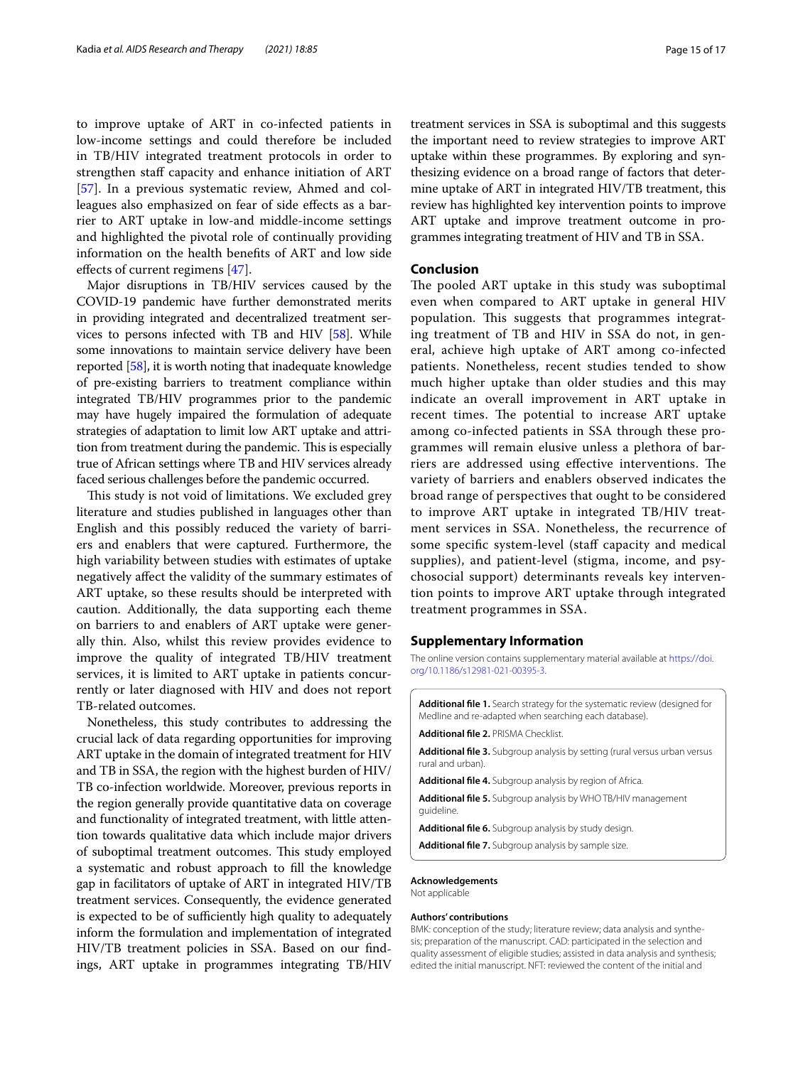to improve uptake of ART in co-infected patients in low-income settings and could therefore be included in TB/HIV integrated treatment protocols in order to strengthen staff capacity and enhance initiation of ART [57]. In a previous systematic review, Ahmed and colleagues also emphasized on fear of side effects as a barrier to ART uptake in low-and middle-income settings and highlighted the pivotal role of continually providing information on the health benefits of ART and low side effects of current regimens [47].

Major disruptions in TB/HIV services caused by the COVID-19 pandemic have further demonstrated merits in providing integrated and decentralized treatment services to persons infected with TB and HIV [58]. While some innovations to maintain service delivery have been reported [58], it is worth noting that inadequate knowledge of pre-existing barriers to treatment compliance within integrated TB/HIV programmes prior to the pandemic may have hugely impaired the formulation of adequate strategies of adaptation to limit low ART uptake and attrition from treatment during the pandemic. This is especially true of African settings where TB and HIV services already faced serious challenges before the pandemic occurred.

This study is not void of limitations. We excluded grey literature and studies published in languages other than English and this possibly reduced the variety of barriers and enablers that were captured. Furthermore, the high variability between studies with estimates of uptake negatively affect the validity of the summary estimates of ART uptake, so these results should be interpreted with caution. Additionally, the data supporting each theme on barriers to and enablers of ART uptake were generally thin. Also, whilst this review provides evidence to improve the quality of integrated TB/HIV treatment services, it is limited to ART uptake in patients concurrently or later diagnosed with HIV and does not report TB-related outcomes.

Nonetheless, this study contributes to addressing the crucial lack of data regarding opportunities for improving ART uptake in the domain of integrated treatment for HIV and TB in SSA, the region with the highest burden of HIV/TB co-infection worldwide. Moreover, previous reports in the region generally provide quantitative data on coverage and functionality of integrated treatment, with little attention towards qualitative data which include major drivers of suboptimal treatment outcomes. This study employed a systematic and robust approach to fill the knowledge gap in facilitators of uptake of ART in integrated HIV/TB treatment services. Consequently, the evidence generated is expected to be of sufficiently high quality to adequately inform the formulation and implementation of integrated HIV/TB treatment policies in SSA. Based on our findings, ART uptake in programmes integrating TB/HIV treatment services in SSA is suboptimal and this suggests the important need to review strategies to improve ART uptake within these programmes. By exploring and synthesizing evidence on a broad range of factors that determine uptake of ART in integrated HIV/TB treatment, this review has highlighted key intervention points to improve ART uptake and improve treatment outcome in programmes integrating treatment of HIV and TB in SSA.

## Conclusion

The pooled ART uptake in this study was suboptimal even when compared to ART uptake in general HIV population. This suggests that programmes integrating treatment of TB and HIV in SSA do not, in general, achieve high uptake of ART among co-infected patients. Nonetheless, recent studies tended to show much higher uptake than older studies and this may indicate an overall improvement in ART uptake in recent times. The potential to increase ART uptake among co-infected patients in SSA through these programmes will remain elusive unless a plethora of barriers are addressed using effective interventions. The variety of barriers and enablers observed indicates the broad range of perspectives that ought to be considered to improve ART uptake in integrated TB/HIV treatment services in SSA. Nonetheless, the recurrence of some specific system-level (staff capacity and medical supplies), and patient-level (stigma, income, and psychosocial support) determinants reveals key intervention points to improve ART uptake through integrated treatment programmes in SSA.

## Supplementary Information

The online version contains supplementary material available at https://doi.org/10.1186/s12981-021-00395-3.

**Additional file 1.** Search strategy for the systematic review (designed for Medline and re-adapted when searching each database).

**Additional file 2.** PRISMA Checklist.

**Additional file 3.** Subgroup analysis by setting (rural versus urban versus rural and urban).

**Additional file 4.** Subgroup analysis by region of Africa.

**Additional file 5.** Subgroup analysis by WHO TB/HIV management guideline.

**Additional file 6.** Subgroup analysis by study design.

**Additional file 7.** Subgroup analysis by sample size.

#### Acknowledgements

Not applicable

#### Authors' contributions

BMK: conception of the study; literature review; data analysis and synthesis; preparation of the manuscript. CAD: participated in the selection and quality assessment of eligible studies; assisted in data analysis and synthesis; edited the initial manuscript. NFT: reviewed the content of the initial and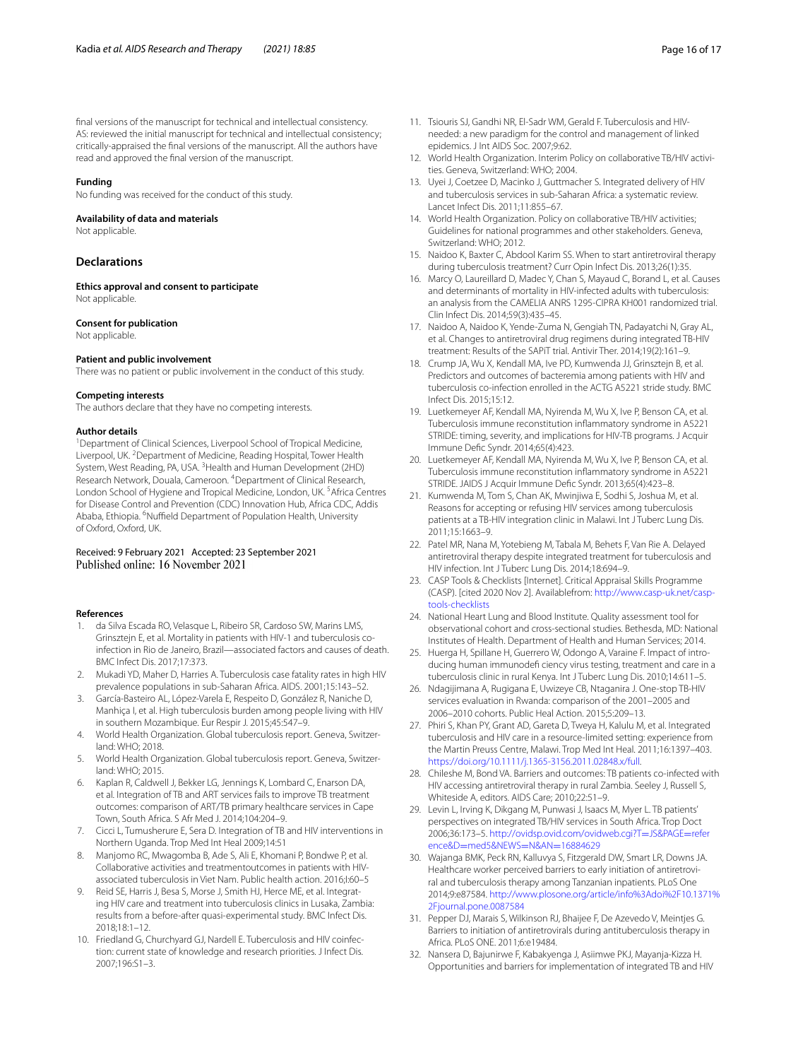final versions of the manuscript for technical and intellectual consistency. AS: reviewed the initial manuscript for technical and intellectual consistency; critically-appraised the final versions of the manuscript. All the authors have read and approved the final version of the manuscript.

#### Funding

No funding was received for the conduct of this study.

#### Availability of data and materials

Not applicable.

## Declarations

#### Ethics approval and consent to participate

Not applicable.

#### Consent for publication

Not applicable.

#### Patient and public involvement

There was no patient or public involvement in the conduct of this study.

#### Competing interests

The authors declare that they have no competing interests.

#### Author details

[1]Department of Clinical Sciences, Liverpool School of Tropical Medicine, Liverpool, UK. [2]Department of Medicine, Reading Hospital, Tower Health System, West Reading, PA, USA. [3]Health and Human Development (2HD) Research Network, Douala, Cameroon. [4]Department of Clinical Research, London School of Hygiene and Tropical Medicine, London, UK. [5]Africa Centres for Disease Control and Prevention (CDC) Innovation Hub, Africa CDC, Addis Ababa, Ethiopia. [6]Nuffield Department of Population Health, University of Oxford, Oxford, UK.

Received: 9 February 2021 Accepted: 23 September 2021
Published online: 16 November 2021

#### References

1. da Silva Escada RO, Velasque L, Ribeiro SR, Cardoso SW, Marins LMS, Grinsztejn E, et al. Mortality in patients with HIV-1 and tuberculosis co-infection in Rio de Janeiro, Brazil—associated factors and causes of death. BMC Infect Dis. 2017;17:373.
2. Mukadi YD, Maher D, Harries A. Tuberculosis case fatality rates in high HIV prevalence populations in sub-Saharan Africa. AIDS. 2001;15:143–52.
3. García-Basteiro AL, López-Varela E, Respeito D, González R, Naniche D, Manhiça I, et al. High tuberculosis burden among people living with HIV in southern Mozambique. Eur Respir J. 2015;45:547–9.
4. World Health Organization. Global tuberculosis report. Geneva, Switzerland: WHO; 2018.
5. World Health Organization. Global tuberculosis report. Geneva, Switzerland: WHO; 2015.
6. Kaplan R, Caldwell J, Bekker LG, Jennings K, Lombard C, Enarson DA, et al. Integration of TB and ART services fails to improve TB treatment outcomes: comparison of ART/TB primary healthcare services in Cape Town, South Africa. S Afr Med J. 2014;104:204–9.
7. Cicci L, Tumusherure E, Sera D. Integration of TB and HIV interventions in Northern Uganda. Trop Med Int Heal 2009;14:51
8. Manjomo RC, Mwagomba B, Ade S, Ali E, Khomani P, Bondwe P, et al. Collaborative activities and treatmentoutcomes in patients with HIV-associated tuberculosis in Viet Nam. Public health action. 2016;l:60–5
9. Reid SE, Harris J, Besa S, Morse J, Smith HJ, Herce ME, et al. Integrating HIV care and treatment into tuberculosis clinics in Lusaka, Zambia: results from a before-after quasi-experimental study. BMC Infect Dis. 2018;18:1–12.
10. Friedland G, Churchyard GJ, Nardell E. Tuberculosis and HIV coinfection: current state of knowledge and research priorities. J Infect Dis. 2007;196:S1–3.
11. Tsiouris SJ, Gandhi NR, El-Sadr WM, Gerald F. Tuberculosis and HIV-needed: a new paradigm for the control and management of linked epidemics. J Int AIDS Soc. 2007;9:62.
12. World Health Organization. Interim Policy on collaborative TB/HIV activities. Geneva, Switzerland: WHO; 2004.
13. Uyei J, Coetzee D, Macinko J, Guttmacher S. Integrated delivery of HIV and tuberculosis services in sub-Saharan Africa: a systematic review. Lancet Infect Dis. 2011;11:855–67.
14. World Health Organization. Policy on collaborative TB/HIV activities; Guidelines for national programmes and other stakeholders. Geneva, Switzerland: WHO; 2012.
15. Naidoo K, Baxter C, Abdool Karim SS. When to start antiretroviral therapy during tuberculosis treatment? Curr Opin Infect Dis. 2013;26(1):35.
16. Marcy O, Laureillard D, Madec Y, Chan S, Mayaud C, Borand L, et al. Causes and determinants of mortality in HIV-infected adults with tuberculosis: an analysis from the CAMELIA ANRS 1295-CIPRA KH001 randomized trial. Clin Infect Dis. 2014;59(3):435–45.
17. Naidoo A, Naidoo K, Yende-Zuma N, Gengiah TN, Padayatchi N, Gray AL, et al. Changes to antiretroviral drug regimens during integrated TB-HIV treatment: Results of the SAPiT trial. Antivir Ther. 2014;19(2):161–9.
18. Crump JA, Wu X, Kendall MA, Ive PD, Kumwenda JJ, Grinsztejn B, et al. Predictors and outcomes of bacteremia among patients with HIV and tuberculosis co-infection enrolled in the ACTG A5221 stride study. BMC Infect Dis. 2015;15:12.
19. Luetkemeyer AF, Kendall MA, Nyirenda M, Wu X, Ive P, Benson CA, et al. Tuberculosis immune reconstitution inflammatory syndrome in A5221 STRIDE: timing, severity, and implications for HIV-TB programs. J Acquir Immune Defic Syndr. 2014;65(4):423.
20. Luetkemeyer AF, Kendall MA, Nyirenda M, Wu X, Ive P, Benson CA, et al. Tuberculosis immune reconstitution inflammatory syndrome in A5221 STRIDE. JAIDS J Acquir Immune Defic Syndr. 2013;65(4):423–8.
21. Kumwenda M, Tom S, Chan AK, Mwinjiwa E, Sodhi S, Joshua M, et al. Reasons for accepting or refusing HIV services among tuberculosis patients at a TB-HIV integration clinic in Malawi. Int J Tuberc Lung Dis. 2011;15:1663–9.
22. Patel MR, Nana M, Yotebieng M, Tabala M, Behets F, Van Rie A. Delayed antiretroviral therapy despite integrated treatment for tuberculosis and HIV infection. Int J Tuberc Lung Dis. 2014;18:694–9.
23. CASP Tools & Checklists [Internet]. Critical Appraisal Skills Programme (CASP). [cited 2020 Nov 2]. Availablefrom: http://www.casp-uk.net/casp-tools-checklists
24. National Heart Lung and Blood Institute. Quality assessment tool for observational cohort and cross-sectional studies. Bethesda, MD: National Institutes of Health. Department of Health and Human Services; 2014.
25. Huerga H, Spillane H, Guerrero W, Odongo A, Varaine F. Impact of introducing human immunodefi ciency virus testing, treatment and care in a tuberculosis clinic in rural Kenya. Int J Tuberc Lung Dis. 2010;14:611–5.
26. Ndagijimana A, Rugigana E, Uwizeye CB, Ntaganira J. One-stop TB-HIV services evaluation in Rwanda: comparison of the 2001–2005 and 2006–2010 cohorts. Public Heal Action. 2015;5:209–13.
27. Phiri S, Khan PY, Grant AD, Gareta D, Tweya H, Kalulu M, et al. Integrated tuberculosis and HIV care in a resource-limited setting: experience from the Martin Preuss Centre, Malawi. Trop Med Int Heal. 2011;16:1397–403. https://doi.org/10.1111/j.1365-3156.2011.02848.x/full.
28. Chileshe M, Bond VA. Barriers and outcomes: TB patients co-infected with HIV accessing antiretroviral therapy in rural Zambia. Seeley J, Russell S, Whiteside A, editors. AIDS Care; 2010;22:51–9.
29. Levin L, Irving K, Dikgang M, Punwasi J, Isaacs M, Myer L. TB patients' perspectives on integrated TB/HIV services in South Africa. Trop Doct 2006;36:173–5. http://ovidsp.ovid.com/ovidweb.cgi?T=JS&PAGE=reference&D=med5&NEWS=N&AN=16884629
30. Wajanga BMK, Peck RN, Kalluvya S, Fitzgerald DW, Smart LR, Downs JA. Healthcare worker perceived barriers to early initiation of antiretroviral and tuberculosis therapy among Tanzanian inpatients. PLoS One 2014;9:e87584. http://www.plosone.org/article/info%3Adoi%2F10.1371%2Fjournal.pone.0087584
31. Pepper DJ, Marais S, Wilkinson RJ, Bhaijee F, De Azevedo V, Meintjes G. Barriers to initiation of antiretrovirals during antituberculosis therapy in Africa. PLoS ONE. 2011;6:e19484.
32. Nansera D, Bajunirwe F, Kabakyenga J, Asiimwe PKJ, Mayanja-Kizza H. Opportunities and barriers for implementation of integrated TB and HIV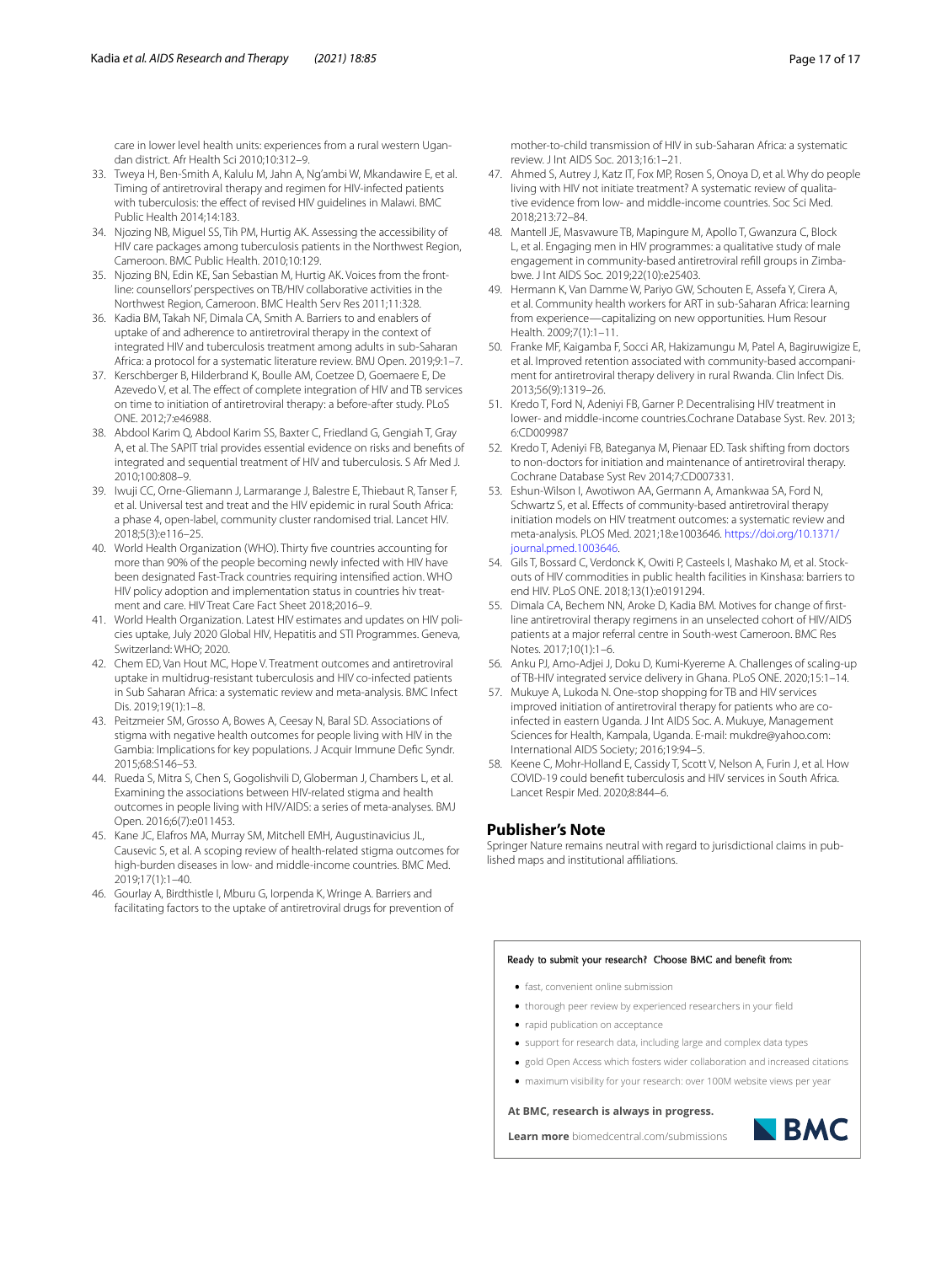care in lower level health units: experiences from a rural western Ugandan district. Afr Health Sci 2010;10:312–9.

33. Tweya H, Ben-Smith A, Kalulu M, Jahn A, Ng'ambi W, Mkandawire E, et al. Timing of antiretroviral therapy and regimen for HIV-infected patients with tuberculosis: the effect of revised HIV guidelines in Malawi. BMC Public Health 2014;14:183.
34. Njozing NB, Miguel SS, Tih PM, Hurtig AK. Assessing the accessibility of HIV care packages among tuberculosis patients in the Northwest Region, Cameroon. BMC Public Health. 2010;10:129.
35. Njozing BN, Edin KE, San Sebastian M, Hurtig AK. Voices from the frontline: counsellors' perspectives on TB/HIV collaborative activities in the Northwest Region, Cameroon. BMC Health Serv Res 2011;11:328.
36. Kadia BM, Takah NF, Dimala CA, Smith A. Barriers to and enablers of uptake of and adherence to antiretroviral therapy in the context of integrated HIV and tuberculosis treatment among adults in sub-Saharan Africa: a protocol for a systematic literature review. BMJ Open. 2019;9:1–7.
37. Kerschberger B, Hilderbrand K, Boulle AM, Coetzee D, Goemaere E, De Azevedo V, et al. The effect of complete integration of HIV and TB services on time to initiation of antiretroviral therapy: a before-after study. PLoS ONE. 2012;7:e46988.
38. Abdool Karim Q, Abdool Karim SS, Baxter C, Friedland G, Gengiah T, Gray A, et al. The SAPIT trial provides essential evidence on risks and benefits of integrated and sequential treatment of HIV and tuberculosis. S Afr Med J. 2010;100:808–9.
39. Iwuji CC, Orne-Gliemann J, Larmarange J, Balestre E, Thiebaut R, Tanser F, et al. Universal test and treat and the HIV epidemic in rural South Africa: a phase 4, open-label, community cluster randomised trial. Lancet HIV. 2018;5(3):e116–25.
40. World Health Organization (WHO). Thirty five countries accounting for more than 90% of the people becoming newly infected with HIV have been designated Fast-Track countries requiring intensified action. WHO HIV policy adoption and implementation status in countries hiv treatment and care. HIV Treat Care Fact Sheet 2018;2016–9.
41. World Health Organization. Latest HIV estimates and updates on HIV policies uptake, July 2020 Global HIV, Hepatitis and STI Programmes. Geneva, Switzerland: WHO; 2020.
42. Chem ED, Van Hout MC, Hope V. Treatment outcomes and antiretroviral uptake in multidrug-resistant tuberculosis and HIV co-infected patients in Sub Saharan Africa: a systematic review and meta-analysis. BMC Infect Dis. 2019;19(1):1–8.
43. Peitzmeier SM, Grosso A, Bowes A, Ceesay N, Baral SD. Associations of stigma with negative health outcomes for people living with HIV in the Gambia: Implications for key populations. J Acquir Immune Defic Syndr. 2015;68:S146–53.
44. Rueda S, Mitra S, Chen S, Gogolishvili D, Globerman J, Chambers L, et al. Examining the associations between HIV-related stigma and health outcomes in people living with HIV/AIDS: a series of meta-analyses. BMJ Open. 2016;6(7):e011453.
45. Kane JC, Elafros MA, Murray SM, Mitchell EMH, Augustinavicius JL, Causevic S, et al. A scoping review of health-related stigma outcomes for high-burden diseases in low- and middle-income countries. BMC Med. 2019;17(1):1–40.
46. Gourlay A, Birdthistle I, Mburu G, Iorpenda K, Wringe A. Barriers and facilitating factors to the uptake of antiretroviral drugs for prevention of mother-to-child transmission of HIV in sub-Saharan Africa: a systematic review. J Int AIDS Soc. 2013;16:1–21.
47. Ahmed S, Autrey J, Katz IT, Fox MP, Rosen S, Onoya D, et al. Why do people living with HIV not initiate treatment? A systematic review of qualitative evidence from low- and middle-income countries. Soc Sci Med. 2018;213:72–84.
48. Mantell JE, Masvawure TB, Mapingure M, Apollo T, Gwanzura C, Block L, et al. Engaging men in HIV programmes: a qualitative study of male engagement in community-based antiretroviral refill groups in Zimbabwe. J Int AIDS Soc. 2019;22(10):e25403.
49. Hermann K, Van Damme W, Pariyo GW, Schouten E, Assefa Y, Cirera A, et al. Community health workers for ART in sub-Saharan Africa: learning from experience—capitalizing on new opportunities. Hum Resour Health. 2009;7(1):1–11.
50. Franke MF, Kaigamba F, Socci AR, Hakizamungu M, Patel A, Bagiruwigize E, et al. Improved retention associated with community-based accompaniment for antiretroviral therapy delivery in rural Rwanda. Clin Infect Dis. 2013;56(9):1319–26.
51. Kredo T, Ford N, Adeniyi FB, Garner P. Decentralising HIV treatment in lower- and middle-income countries.Cochrane Database Syst. Rev. 2013; 6:CD009987
52. Kredo T, Adeniyi FB, Bateganya M, Pienaar ED. Task shifting from doctors to non-doctors for initiation and maintenance of antiretroviral therapy. Cochrane Database Syst Rev 2014;7:CD007331.
53. Eshun-Wilson I, Awotiwon AA, Germann A, Amankwaa SA, Ford N, Schwartz S, et al. Effects of community-based antiretroviral therapy initiation models on HIV treatment outcomes: a systematic review and meta-analysis. PLOS Med. 2021;18:e1003646. https://doi.org/10.1371/journal.pmed.1003646.
54. Gils T, Bossard C, Verdonck K, Owiti P, Casteels I, Mashako M, et al. Stockouts of HIV commodities in public health facilities in Kinshasa: barriers to end HIV. PLoS ONE. 2018;13(1):e0191294.
55. Dimala CA, Bechem NN, Aroke D, Kadia BM. Motives for change of first-line antiretroviral therapy regimens in an unselected cohort of HIV/AIDS patients at a major referral centre in South-west Cameroon. BMC Res Notes. 2017;10(1):1–6.
56. Anku PJ, Amo-Adjei J, Doku D, Kumi-Kyereme A. Challenges of scaling-up of TB-HIV integrated service delivery in Ghana. PLoS ONE. 2020;15:1–14.
57. Mukuye A, Lukoda N. One-stop shopping for TB and HIV services improved initiation of antiretroviral therapy for patients who are co-infected in eastern Uganda. J Int AIDS Soc. A. Mukuye, Management Sciences for Health, Kampala, Uganda. E-mail: mukdre@yahoo.com: International AIDS Society; 2016;19:94–5.
58. Keene C, Mohr-Holland E, Cassidy T, Scott V, Nelson A, Furin J, et al. How COVID-19 could benefit tuberculosis and HIV services in South Africa. Lancet Respir Med. 2020;8:844–6.

## Publisher's Note

Springer Nature remains neutral with regard to jurisdictional claims in published maps and institutional affiliations.

Ready to submit your research? Choose BMC and benefit from:

- fast, convenient online submission
- thorough peer review by experienced researchers in your field
- rapid publication on acceptance
- support for research data, including large and complex data types
- gold Open Access which fosters wider collaboration and increased citations
- maximum visibility for your research: over 100M website views per year

**At BMC, research is always in progress.**

**Learn more** biomedcentral.com/submissions

BMC